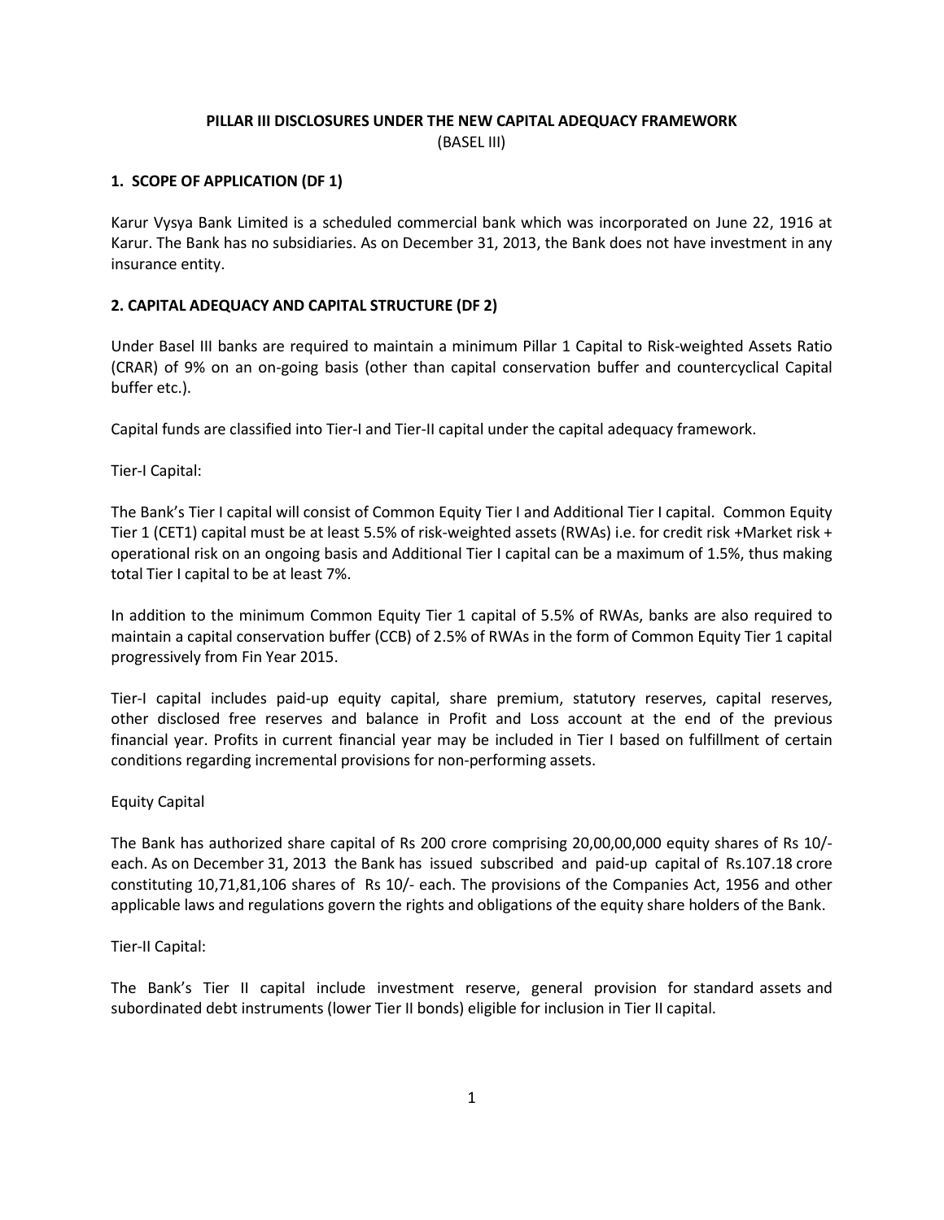# PILLAR III DISCLOSURES UNDER THE NEW CAPITAL ADEQUACY FRAMEWORK

(BASEL III)

## 1. SCOPE OF APPLICATION (DF 1)

Karur Vysya Bank Limited is a scheduled commercial bank which was incorporated on June 22, 1916 at Karur. The Bank has no subsidiaries. As on December 31, 2013, the Bank does not have investment in any insurance entity.

## 2. CAPITAL ADEQUACY AND CAPITAL STRUCTURE (DF 2)

Under Basel III banks are required to maintain a minimum Pillar 1 Capital to Risk-weighted Assets Ratio (CRAR) of 9% on an on-going basis (other than capital conservation buffer and countercyclical Capital buffer etc.).

Capital funds are classified into Tier-I and Tier-II capital under the capital adequacy framework.

Tier-I Capital:

The Bank's Tier I capital will consist of Common Equity Tier I and Additional Tier I capital. Common Equity Tier 1 (CET1) capital must be at least 5.5% of risk-weighted assets (RWAs) i.e. for credit risk +Market risk + operational risk on an ongoing basis and Additional Tier I capital can be a maximum of 1.5%, thus making total Tier I capital to be at least 7%.

In addition to the minimum Common Equity Tier 1 capital of 5.5% of RWAs, banks are also required to maintain a capital conservation buffer (CCB) of 2.5% of RWAs in the form of Common Equity Tier 1 capital progressively from Fin Year 2015.

Tier-I capital includes paid-up equity capital, share premium, statutory reserves, capital reserves, other disclosed free reserves and balance in Profit and Loss account at the end of the previous financial year. Profits in current financial year may be included in Tier I based on fulfillment of certain conditions regarding incremental provisions for non-performing assets.

Equity Capital

The Bank has authorized share capital of Rs 200 crore comprising 20,00,00,000 equity shares of Rs 10/- each. As on December 31, 2013 the Bank has issued subscribed and paid-up capital of Rs.107.18 crore constituting 10,71,81,106 shares of Rs 10/- each. The provisions of the Companies Act, 1956 and other applicable laws and regulations govern the rights and obligations of the equity share holders of the Bank.

Tier-II Capital:

The Bank's Tier II capital include investment reserve, general provision for standard assets and subordinated debt instruments (lower Tier II bonds) eligible for inclusion in Tier II capital.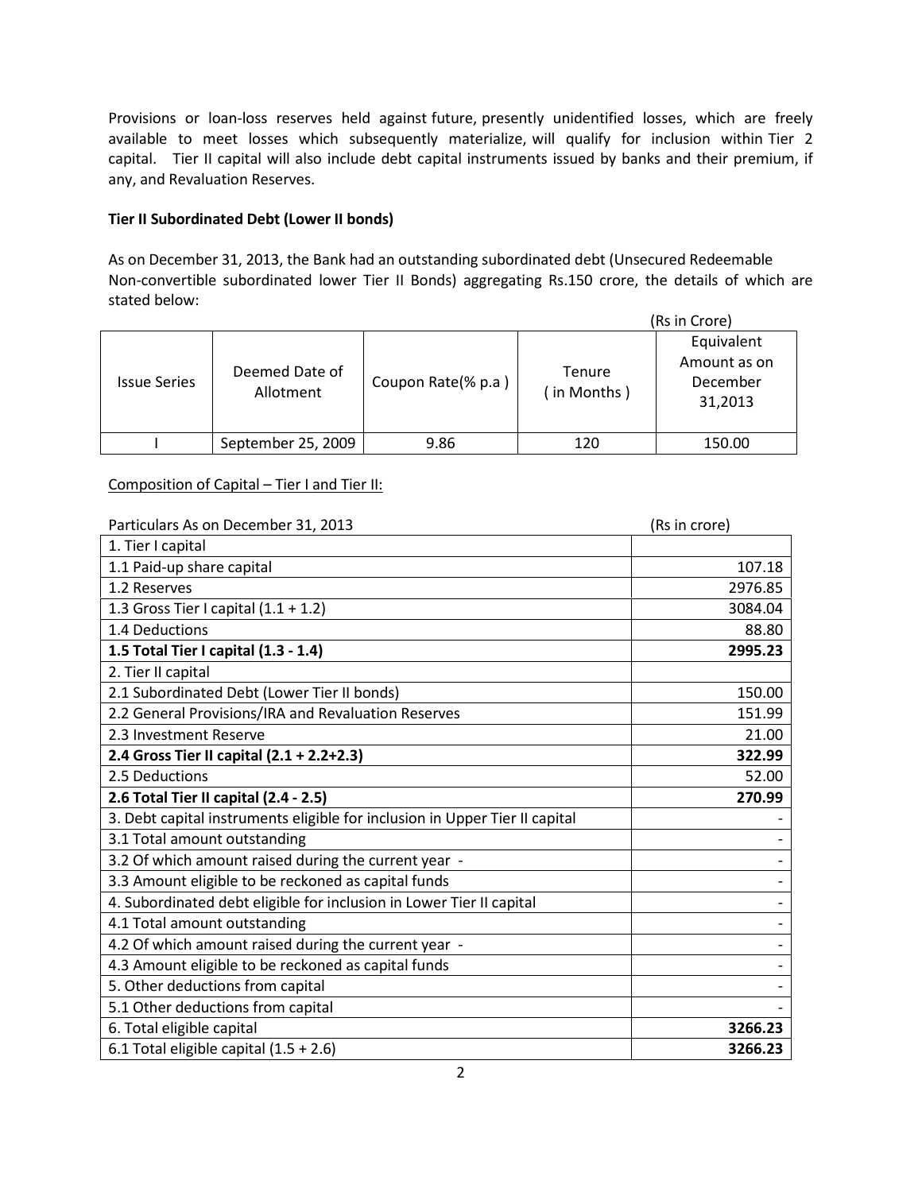Provisions or loan-loss reserves held against future, presently unidentified losses, which are freely available to meet losses which subsequently materialize, will qualify for inclusion within Tier 2 capital. Tier II capital will also include debt capital instruments issued by banks and their premium, if any, and Revaluation Reserves.

**Tier II Subordinated Debt (Lower II bonds)**

As on December 31, 2013, the Bank had an outstanding subordinated debt (Unsecured Redeemable Non-convertible subordinated lower Tier II Bonds) aggregating Rs.150 crore, the details of which are stated below:

(Rs in Crore)

| Issue Series | Deemed Date of Allotment | Coupon Rate(% p.a ) | Tenure ( in Months ) | Equivalent Amount as on December 31,2013 |
|---|---|---|---|---|
| I | September 25, 2009 | 9.86 | 120 | 150.00 |

Composition of Capital – Tier I and Tier II:

| Particulars As on December 31, 2013 | (Rs in crore) |
|---|---|
| 1. Tier I capital | |
| 1.1 Paid-up share capital | 107.18 |
| 1.2 Reserves | 2976.85 |
| 1.3 Gross Tier I capital (1.1 + 1.2) | 3084.04 |
| 1.4 Deductions | 88.80 |
| **1.5 Total Tier I capital (1.3 - 1.4)** | **2995.23** |
| 2. Tier II capital | |
| 2.1 Subordinated Debt (Lower Tier II bonds) | 150.00 |
| 2.2 General Provisions/IRA and Revaluation Reserves | 151.99 |
| 2.3 Investment Reserve | 21.00 |
| **2.4 Gross Tier II capital (2.1 + 2.2+2.3)** | **322.99** |
| 2.5 Deductions | 52.00 |
| **2.6 Total Tier II capital (2.4 - 2.5)** | **270.99** |
| 3. Debt capital instruments eligible for inclusion in Upper Tier II capital | - |
| 3.1 Total amount outstanding | - |
| 3.2 Of which amount raised during the current year - | - |
| 3.3 Amount eligible to be reckoned as capital funds | - |
| 4. Subordinated debt eligible for inclusion in Lower Tier II capital | - |
| 4.1 Total amount outstanding | - |
| 4.2 Of which amount raised during the current year - | - |
| 4.3 Amount eligible to be reckoned as capital funds | - |
| 5. Other deductions from capital | - |
| 5.1 Other deductions from capital | - |
| 6. Total eligible capital | **3266.23** |
| 6.1 Total eligible capital (1.5 + 2.6) | **3266.23** |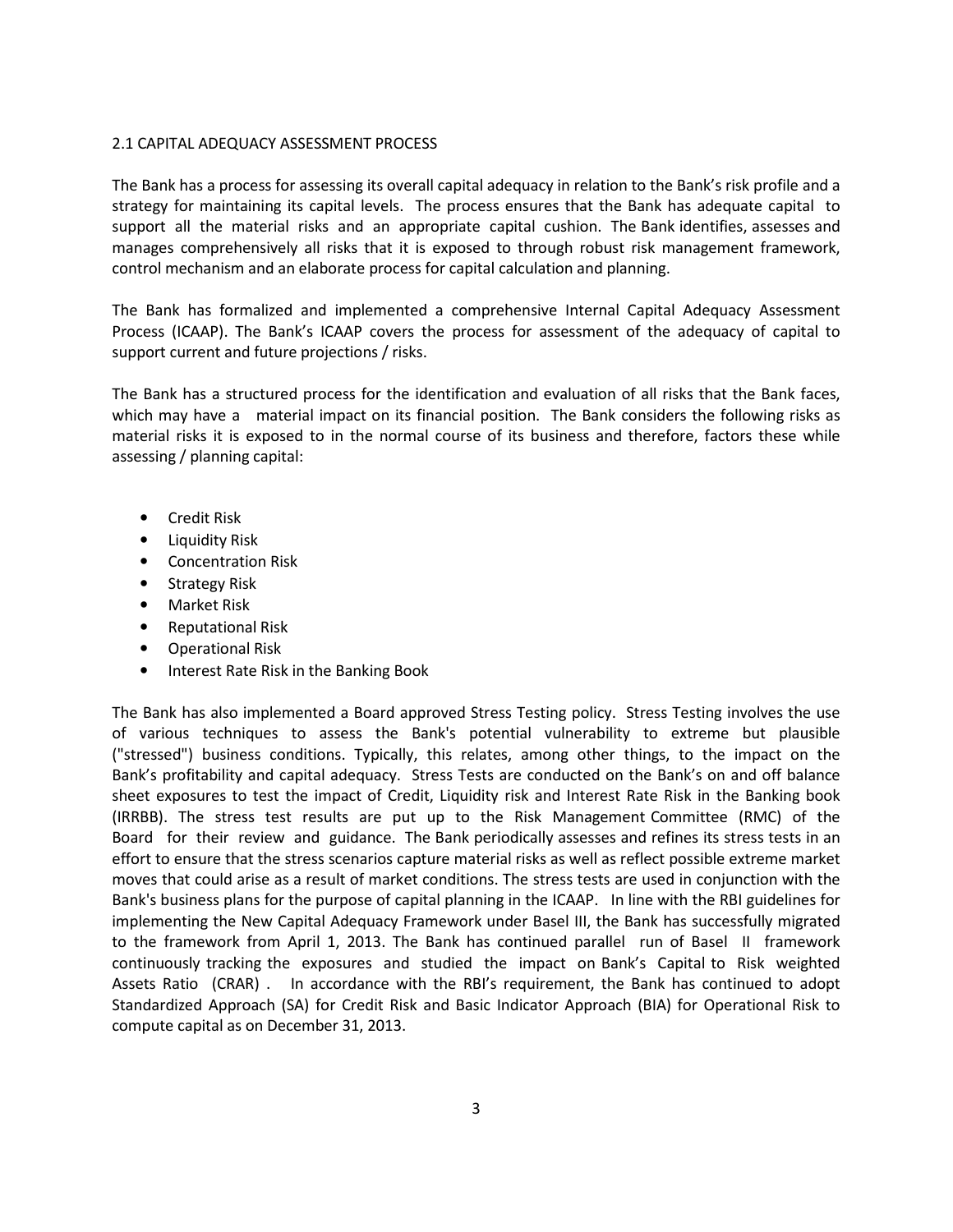## 2.1 CAPITAL ADEQUACY ASSESSMENT PROCESS

The Bank has a process for assessing its overall capital adequacy in relation to the Bank's risk profile and a strategy for maintaining its capital levels. The process ensures that the Bank has adequate capital to support all the material risks and an appropriate capital cushion. The Bank identifies, assesses and manages comprehensively all risks that it is exposed to through robust risk management framework, control mechanism and an elaborate process for capital calculation and planning.

The Bank has formalized and implemented a comprehensive Internal Capital Adequacy Assessment Process (ICAAP). The Bank's ICAAP covers the process for assessment of the adequacy of capital to support current and future projections / risks.

The Bank has a structured process for the identification and evaluation of all risks that the Bank faces, which may have a material impact on its financial position. The Bank considers the following risks as material risks it is exposed to in the normal course of its business and therefore, factors these while assessing / planning capital:

- Credit Risk
- Liquidity Risk
- Concentration Risk
- Strategy Risk
- Market Risk
- Reputational Risk
- Operational Risk
- Interest Rate Risk in the Banking Book

The Bank has also implemented a Board approved Stress Testing policy. Stress Testing involves the use of various techniques to assess the Bank's potential vulnerability to extreme but plausible ("stressed") business conditions. Typically, this relates, among other things, to the impact on the Bank's profitability and capital adequacy. Stress Tests are conducted on the Bank's on and off balance sheet exposures to test the impact of Credit, Liquidity risk and Interest Rate Risk in the Banking book (IRRBB). The stress test results are put up to the Risk Management Committee (RMC) of the Board for their review and guidance. The Bank periodically assesses and refines its stress tests in an effort to ensure that the stress scenarios capture material risks as well as reflect possible extreme market moves that could arise as a result of market conditions. The stress tests are used in conjunction with the Bank's business plans for the purpose of capital planning in the ICAAP. In line with the RBI guidelines for implementing the New Capital Adequacy Framework under Basel III, the Bank has successfully migrated to the framework from April 1, 2013. The Bank has continued parallel run of Basel II framework continuously tracking the exposures and studied the impact on Bank's Capital to Risk weighted Assets Ratio (CRAR) . In accordance with the RBI's requirement, the Bank has continued to adopt Standardized Approach (SA) for Credit Risk and Basic Indicator Approach (BIA) for Operational Risk to compute capital as on December 31, 2013.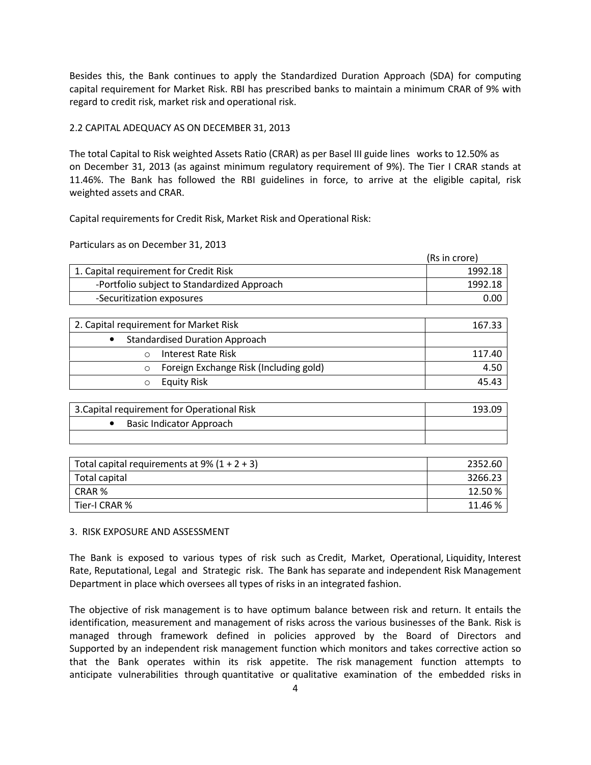Besides this, the Bank continues to apply the Standardized Duration Approach (SDA) for computing capital requirement for Market Risk. RBI has prescribed banks to maintain a minimum CRAR of 9% with regard to credit risk, market risk and operational risk.

## 2.2 CAPITAL ADEQUACY AS ON DECEMBER 31, 2013

The total Capital to Risk weighted Assets Ratio (CRAR) as per Basel III guide lines works to 12.50% as on December 31, 2013 (as against minimum regulatory requirement of 9%). The Tier I CRAR stands at 11.46%. The Bank has followed the RBI guidelines in force, to arrive at the eligible capital, risk weighted assets and CRAR.

Capital requirements for Credit Risk, Market Risk and Operational Risk:

Particulars as on December 31, 2013

(Rs in crore)

| Particulars | Amount |
|---|---|
| 1. Capital requirement for Credit Risk | 1992.18 |
| -Portfolio subject to Standardized Approach | 1992.18 |
| -Securitization exposures | 0.00 |

| Particulars | Amount |
|---|---|
| 2. Capital requirement for Market Risk | 167.33 |
| • Standardised Duration Approach | |
| o Interest Rate Risk | 117.40 |
| o Foreign Exchange Risk (Including gold) | 4.50 |
| o Equity Risk | 45.43 |

| Particulars | Amount |
|---|---|
| 3.Capital requirement for Operational Risk | 193.09 |
| • Basic Indicator Approach | |
| | |

| Particulars | Amount |
|---|---|
| Total capital requirements at 9% (1 + 2 + 3) | 2352.60 |
| Total capital | 3266.23 |
| CRAR % | 12.50 % |
| Tier-I CRAR % | 11.46 % |

## 3. RISK EXPOSURE AND ASSESSMENT

The Bank is exposed to various types of risk such as Credit, Market, Operational, Liquidity, Interest Rate, Reputational, Legal and Strategic risk. The Bank has separate and independent Risk Management Department in place which oversees all types of risks in an integrated fashion.

The objective of risk management is to have optimum balance between risk and return. It entails the identification, measurement and management of risks across the various businesses of the Bank. Risk is managed through framework defined in policies approved by the Board of Directors and Supported by an independent risk management function which monitors and takes corrective action so that the Bank operates within its risk appetite. The risk management function attempts to anticipate vulnerabilities through quantitative or qualitative examination of the embedded risks in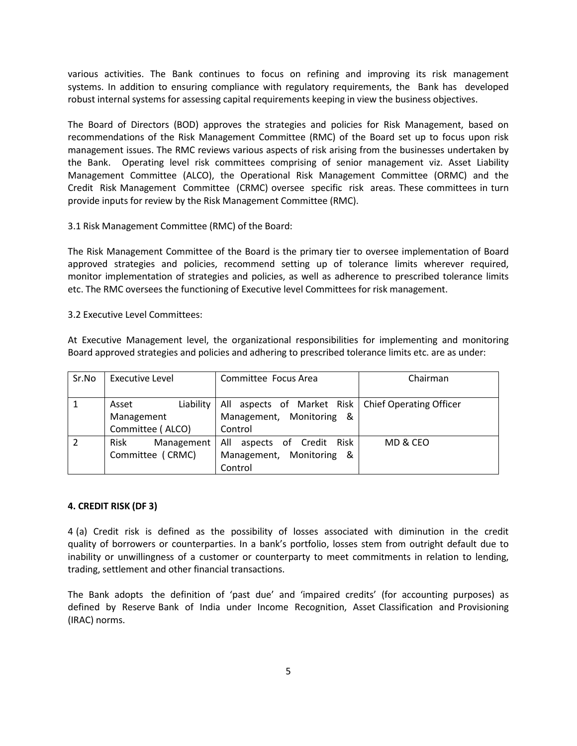various activities. The Bank continues to focus on refining and improving its risk management systems. In addition to ensuring compliance with regulatory requirements, the Bank has developed robust internal systems for assessing capital requirements keeping in view the business objectives.

The Board of Directors (BOD) approves the strategies and policies for Risk Management, based on recommendations of the Risk Management Committee (RMC) of the Board set up to focus upon risk management issues. The RMC reviews various aspects of risk arising from the businesses undertaken by the Bank. Operating level risk committees comprising of senior management viz. Asset Liability Management Committee (ALCO), the Operational Risk Management Committee (ORMC) and the Credit Risk Management Committee (CRMC) oversee specific risk areas. These committees in turn provide inputs for review by the Risk Management Committee (RMC).

3.1 Risk Management Committee (RMC) of the Board:

The Risk Management Committee of the Board is the primary tier to oversee implementation of Board approved strategies and policies, recommend setting up of tolerance limits wherever required, monitor implementation of strategies and policies, as well as adherence to prescribed tolerance limits etc. The RMC oversees the functioning of Executive level Committees for risk management.

3.2 Executive Level Committees:

At Executive Management level, the organizational responsibilities for implementing and monitoring Board approved strategies and policies and adhering to prescribed tolerance limits etc. are as under:

| Sr.No | Executive Level | Committee Focus Area | Chairman |
|---|---|---|---|
| 1 | Asset Liability Management Committee ( ALCO) | All aspects of Market Risk Management, Monitoring & Control | Chief Operating Officer |
| 2 | Risk Management Committee ( CRMC) | All aspects of Credit Risk Management, Monitoring & Control | MD & CEO |

**4. CREDIT RISK (DF 3)**

4 (a) Credit risk is defined as the possibility of losses associated with diminution in the credit quality of borrowers or counterparties. In a bank's portfolio, losses stem from outright default due to inability or unwillingness of a customer or counterparty to meet commitments in relation to lending, trading, settlement and other financial transactions.

The Bank adopts the definition of 'past due' and 'impaired credits' (for accounting purposes) as defined by Reserve Bank of India under Income Recognition, Asset Classification and Provisioning (IRAC) norms.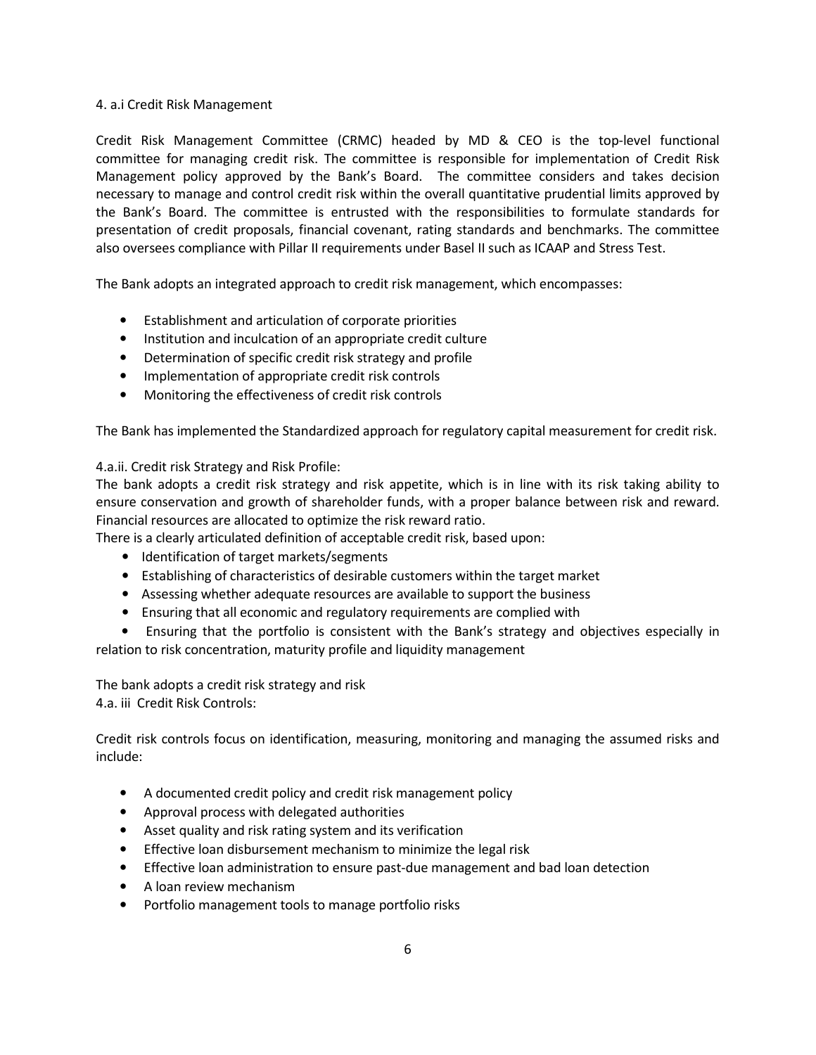#### 4. a.i Credit Risk Management

Credit Risk Management Committee (CRMC) headed by MD & CEO is the top-level functional committee for managing credit risk. The committee is responsible for implementation of Credit Risk Management policy approved by the Bank's Board. The committee considers and takes decision necessary to manage and control credit risk within the overall quantitative prudential limits approved by the Bank's Board. The committee is entrusted with the responsibilities to formulate standards for presentation of credit proposals, financial covenant, rating standards and benchmarks. The committee also oversees compliance with Pillar II requirements under Basel II such as ICAAP and Stress Test.

The Bank adopts an integrated approach to credit risk management, which encompasses:

- Establishment and articulation of corporate priorities
- Institution and inculcation of an appropriate credit culture
- Determination of specific credit risk strategy and profile
- Implementation of appropriate credit risk controls
- Monitoring the effectiveness of credit risk controls

The Bank has implemented the Standardized approach for regulatory capital measurement for credit risk.

#### 4.a.ii. Credit risk Strategy and Risk Profile:

The bank adopts a credit risk strategy and risk appetite, which is in line with its risk taking ability to ensure conservation and growth of shareholder funds, with a proper balance between risk and reward. Financial resources are allocated to optimize the risk reward ratio.

There is a clearly articulated definition of acceptable credit risk, based upon:

- Identification of target markets/segments
- Establishing of characteristics of desirable customers within the target market
- Assessing whether adequate resources are available to support the business
- Ensuring that all economic and regulatory requirements are complied with
- Ensuring that the portfolio is consistent with the Bank's strategy and objectives especially in relation to risk concentration, maturity profile and liquidity management

The bank adopts a credit risk strategy and risk

#### 4.a. iii Credit Risk Controls:

Credit risk controls focus on identification, measuring, monitoring and managing the assumed risks and include:

- A documented credit policy and credit risk management policy
- Approval process with delegated authorities
- Asset quality and risk rating system and its verification
- Effective loan disbursement mechanism to minimize the legal risk
- Effective loan administration to ensure past-due management and bad loan detection
- A loan review mechanism
- Portfolio management tools to manage portfolio risks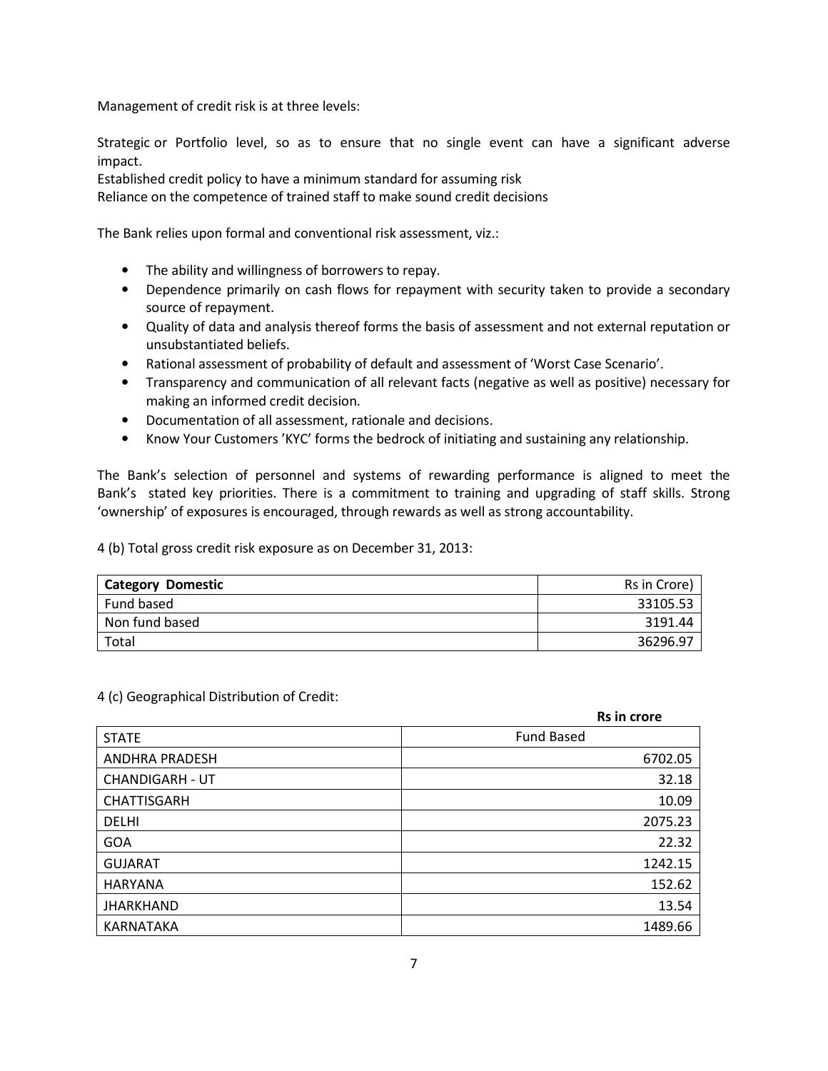Management of credit risk is at three levels:

Strategic or Portfolio level, so as to ensure that no single event can have a significant adverse impact.
Established credit policy to have a minimum standard for assuming risk
Reliance on the competence of trained staff to make sound credit decisions

The Bank relies upon formal and conventional risk assessment, viz.:

- The ability and willingness of borrowers to repay.
- Dependence primarily on cash flows for repayment with security taken to provide a secondary source of repayment.
- Quality of data and analysis thereof forms the basis of assessment and not external reputation or unsubstantiated beliefs.
- Rational assessment of probability of default and assessment of 'Worst Case Scenario'.
- Transparency and communication of all relevant facts (negative as well as positive) necessary for making an informed credit decision.
- Documentation of all assessment, rationale and decisions.
- Know Your Customers 'KYC' forms the bedrock of initiating and sustaining any relationship.

The Bank's selection of personnel and systems of rewarding performance is aligned to meet the Bank's stated key priorities. There is a commitment to training and upgrading of staff skills. Strong 'ownership' of exposures is encouraged, through rewards as well as strong accountability.

4 (b) Total gross credit risk exposure as on December 31, 2013:

| **Category Domestic** | Rs in Crore) |
|---|---:|
| Fund based | 33105.53 |
| Non fund based | 3191.44 |
| Total | 36296.97 |

4 (c) Geographical Distribution of Credit:

**Rs in crore**

| STATE | Fund Based |
|---|---:|
| ANDHRA PRADESH | 6702.05 |
| CHANDIGARH - UT | 32.18 |
| CHATTISGARH | 10.09 |
| DELHI | 2075.23 |
| GOA | 22.32 |
| GUJARAT | 1242.15 |
| HARYANA | 152.62 |
| JHARKHAND | 13.54 |
| KARNATAKA | 1489.66 |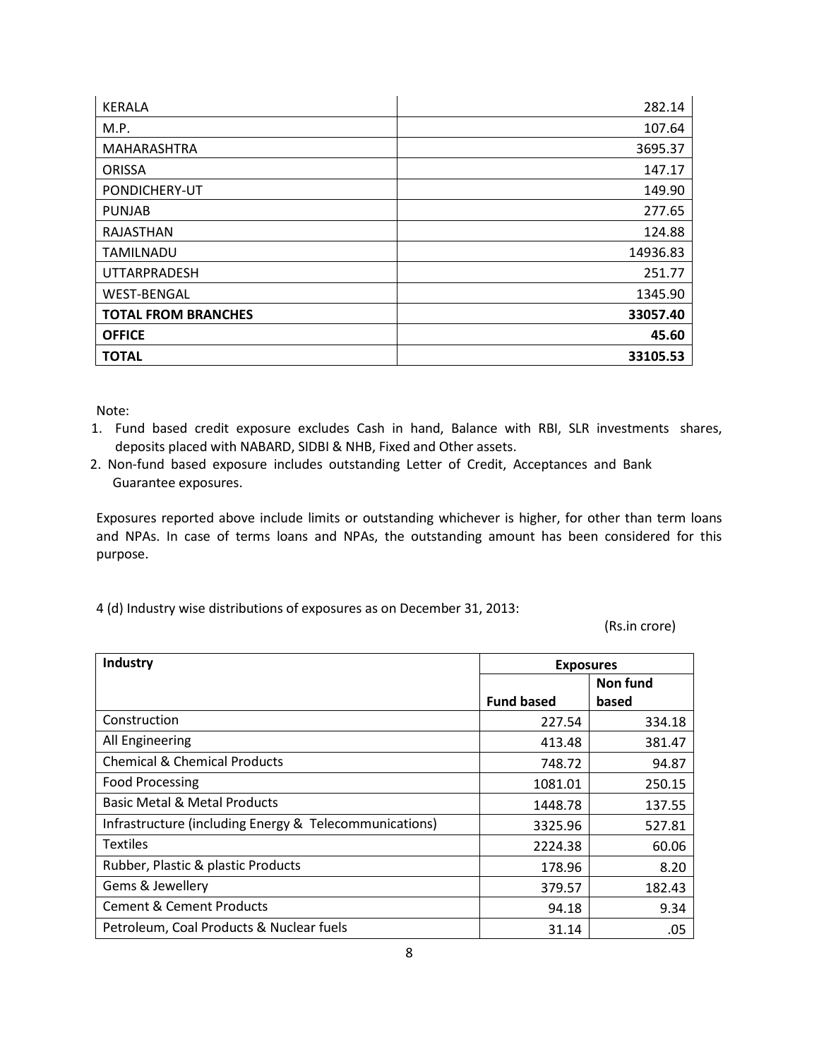| KERALA | 282.14 |
|---|---:|
| M.P. | 107.64 |
| MAHARASHTRA | 3695.37 |
| ORISSA | 147.17 |
| PONDICHERY-UT | 149.90 |
| PUNJAB | 277.65 |
| RAJASTHAN | 124.88 |
| TAMILNADU | 14936.83 |
| UTTARPRADESH | 251.77 |
| WEST-BENGAL | 1345.90 |
| **TOTAL FROM BRANCHES** | **33057.40** |
| **OFFICE** | **45.60** |
| **TOTAL** | **33105.53** |

Note:

1. Fund based credit exposure excludes Cash in hand, Balance with RBI, SLR investments shares, deposits placed with NABARD, SIDBI & NHB, Fixed and Other assets.
2. Non-fund based exposure includes outstanding Letter of Credit, Acceptances and Bank Guarantee exposures.

Exposures reported above include limits or outstanding whichever is higher, for other than term loans and NPAs. In case of terms loans and NPAs, the outstanding amount has been considered for this purpose.

4 (d) Industry wise distributions of exposures as on December 31, 2013:

(Rs.in crore)

| **Industry** | **Exposures** | |
|---|---:|---:|
| | **Fund based** | **Non fund based** |
| Construction | 227.54 | 334.18 |
| All Engineering | 413.48 | 381.47 |
| Chemical & Chemical Products | 748.72 | 94.87 |
| Food Processing | 1081.01 | 250.15 |
| Basic Metal & Metal Products | 1448.78 | 137.55 |
| Infrastructure (including Energy & Telecommunications) | 3325.96 | 527.81 |
| Textiles | 2224.38 | 60.06 |
| Rubber, Plastic & plastic Products | 178.96 | 8.20 |
| Gems & Jewellery | 379.57 | 182.43 |
| Cement & Cement Products | 94.18 | 9.34 |
| Petroleum, Coal Products & Nuclear fuels | 31.14 | .05 |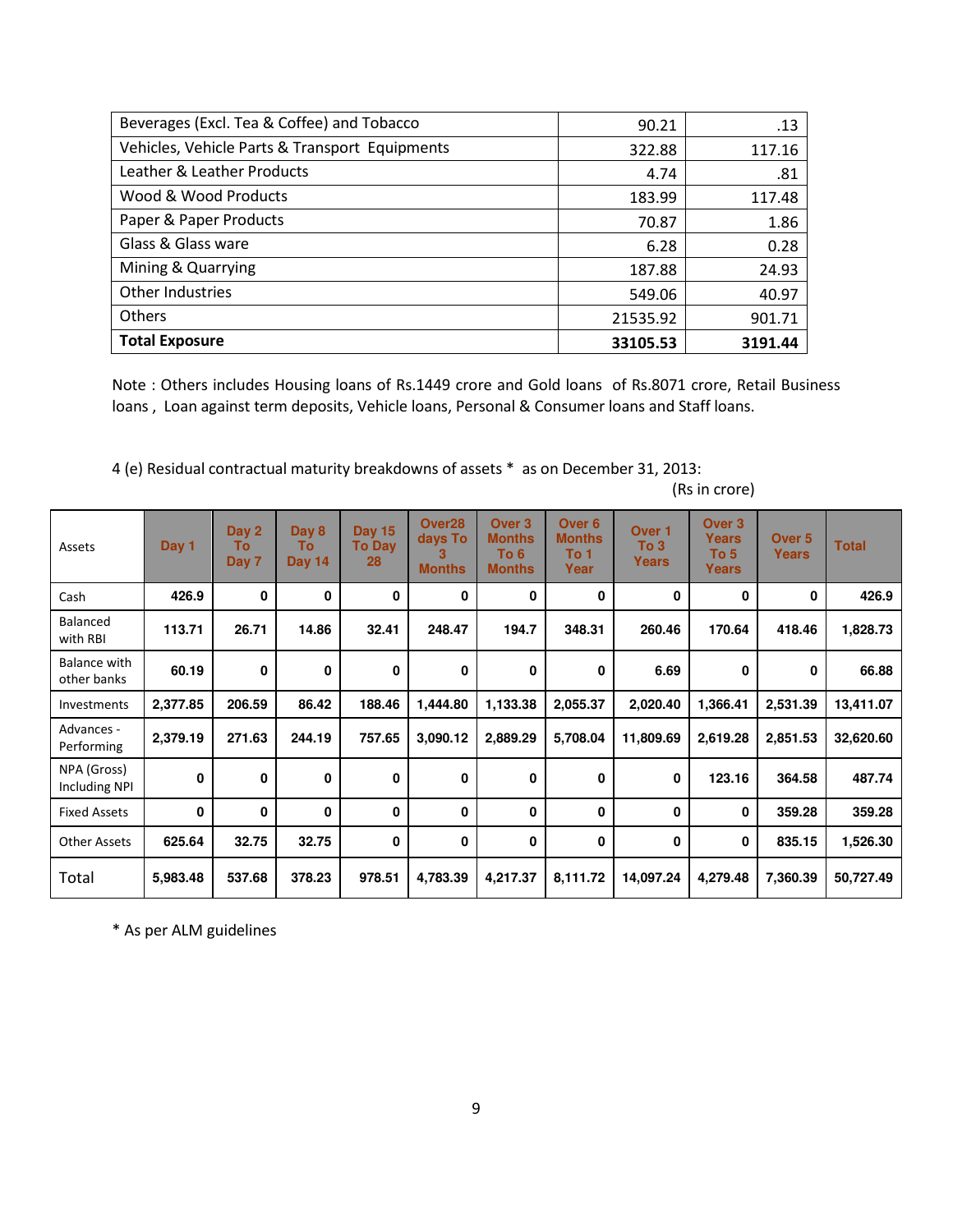| | | |
|---|---|---|
| Beverages (Excl. Tea & Coffee) and Tobacco | 90.21 | .13 |
| Vehicles, Vehicle Parts & Transport Equipments | 322.88 | 117.16 |
| Leather & Leather Products | 4.74 | .81 |
| Wood & Wood Products | 183.99 | 117.48 |
| Paper & Paper Products | 70.87 | 1.86 |
| Glass & Glass ware | 6.28 | 0.28 |
| Mining & Quarrying | 187.88 | 24.93 |
| Other Industries | 549.06 | 40.97 |
| Others | 21535.92 | 901.71 |
| **Total Exposure** | **33105.53** | **3191.44** |

Note : Others includes Housing loans of Rs.1449 crore and Gold loans of Rs.8071 crore, Retail Business loans , Loan against term deposits, Vehicle loans, Personal & Consumer loans and Staff loans.

4 (e) Residual contractual maturity breakdowns of assets * as on December 31, 2013:

(Rs in crore)

| Assets | Day 1 | Day 2 To Day 7 | Day 8 To Day 14 | Day 15 To Day 28 | Over28 days To 3 Months | Over 3 Months To 6 Months | Over 6 Months To 1 Year | Over 1 To 3 Years | Over 3 Years To 5 Years | Over 5 Years | Total |
|---|---|---|---|---|---|---|---|---|---|---|---|
| Cash | 426.9 | 0 | 0 | 0 | 0 | 0 | 0 | 0 | 0 | 0 | 426.9 |
| Balanced with RBI | 113.71 | 26.71 | 14.86 | 32.41 | 248.47 | 194.7 | 348.31 | 260.46 | 170.64 | 418.46 | 1,828.73 |
| Balance with other banks | 60.19 | 0 | 0 | 0 | 0 | 0 | 0 | 6.69 | 0 | 0 | 66.88 |
| Investments | 2,377.85 | 206.59 | 86.42 | 188.46 | 1,444.80 | 1,133.38 | 2,055.37 | 2,020.40 | 1,366.41 | 2,531.39 | 13,411.07 |
| Advances - Performing | 2,379.19 | 271.63 | 244.19 | 757.65 | 3,090.12 | 2,889.29 | 5,708.04 | 11,809.69 | 2,619.28 | 2,851.53 | 32,620.60 |
| NPA (Gross) Including NPI | 0 | 0 | 0 | 0 | 0 | 0 | 0 | 0 | 123.16 | 364.58 | 487.74 |
| Fixed Assets | 0 | 0 | 0 | 0 | 0 | 0 | 0 | 0 | 0 | 359.28 | 359.28 |
| Other Assets | 625.64 | 32.75 | 32.75 | 0 | 0 | 0 | 0 | 0 | 0 | 835.15 | 1,526.30 |
| Total | 5,983.48 | 537.68 | 378.23 | 978.51 | 4,783.39 | 4,217.37 | 8,111.72 | 14,097.24 | 4,279.48 | 7,360.39 | 50,727.49 |

* As per ALM guidelines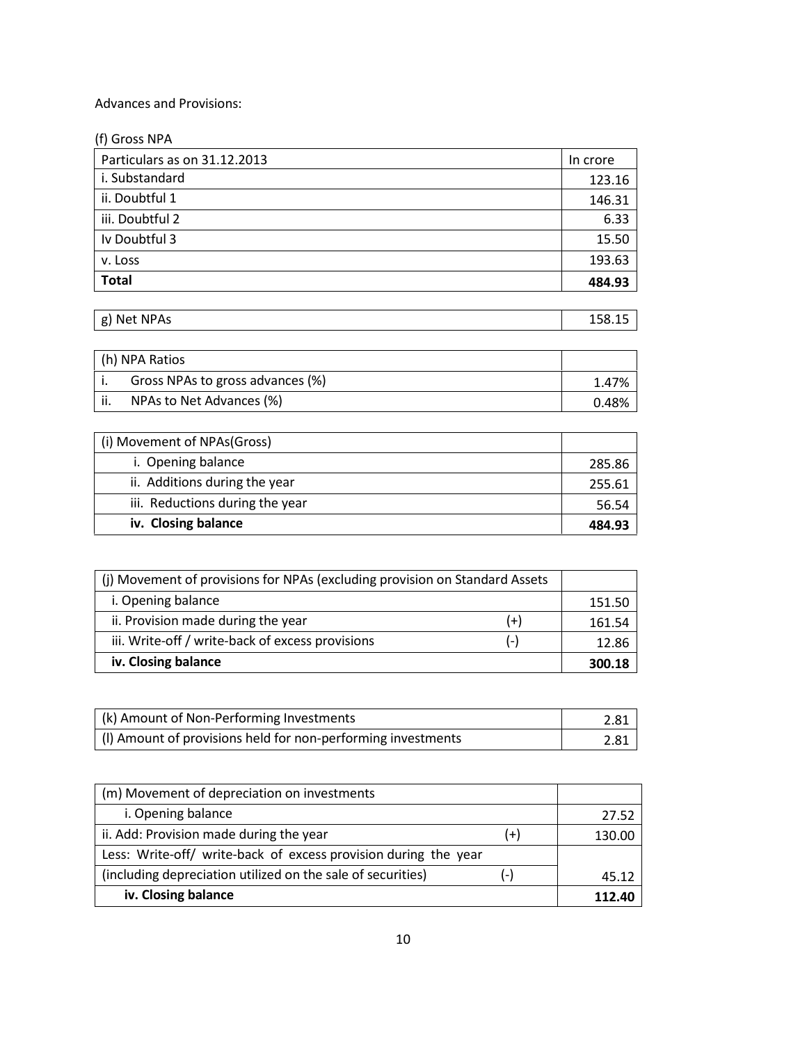Advances and Provisions:

(f) Gross NPA

| Particulars as on 31.12.2013 | In crore |
|---|---|
| i. Substandard | 123.16 |
| ii. Doubtful 1 | 146.31 |
| iii. Doubtful 2 | 6.33 |
| Iv Doubtful 3 | 15.50 |
| v. Loss | 193.63 |
| **Total** | **484.93** |

| g) Net NPAs | 158.15 |
|---|---|

| (h) NPA Ratios | |
|---|---|
| i. Gross NPAs to gross advances (%) | 1.47% |
| ii. NPAs to Net Advances (%) | 0.48% |

| (i) Movement of NPAs(Gross) | |
|---|---|
| i. Opening balance | 285.86 |
| ii. Additions during the year | 255.61 |
| iii. Reductions during the year | 56.54 |
| **iv. Closing balance** | **484.93** |

| (j) Movement of provisions for NPAs (excluding provision on Standard Assets | | |
|---|---|---|
| i. Opening balance | | 151.50 |
| ii. Provision made during the year | (+) | 161.54 |
| iii. Write-off / write-back of excess provisions | (-) | 12.86 |
| **iv. Closing balance** | | **300.18** |

| (k) Amount of Non-Performing Investments | 2.81 |
|---|---|
| (l) Amount of provisions held for non-performing investments | 2.81 |

| (m) Movement of depreciation on investments | | |
|---|---|---|
| i. Opening balance | | 27.52 |
| ii. Add: Provision made during the year | (+) | 130.00 |
| Less: Write-off/ write-back of excess provision during the year (including depreciation utilized on the sale of securities) | (-) | 45.12 |
| **iv. Closing balance** | | **112.40** |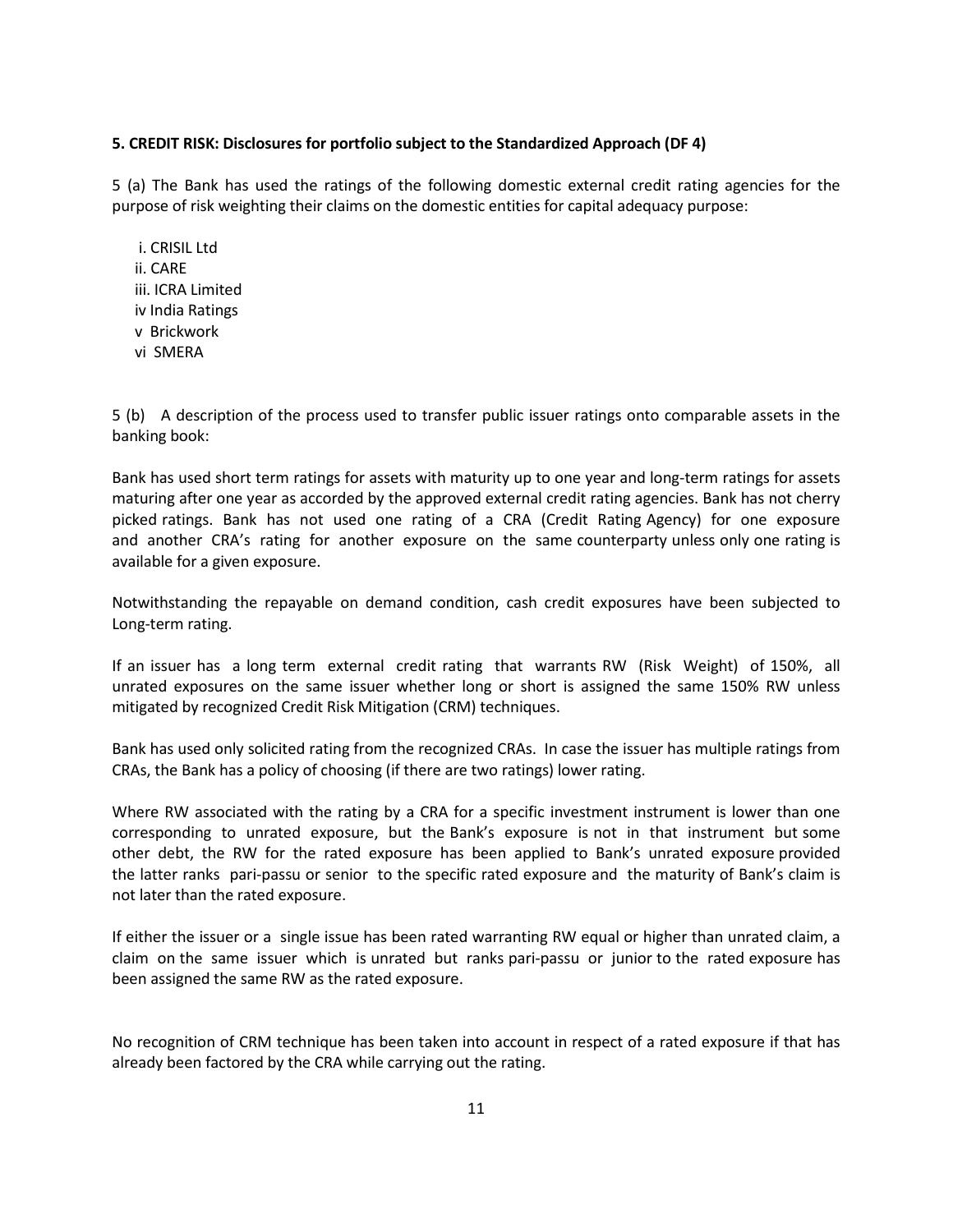**5. CREDIT RISK: Disclosures for portfolio subject to the Standardized Approach (DF 4)**

5 (a) The Bank has used the ratings of the following domestic external credit rating agencies for the purpose of risk weighting their claims on the domestic entities for capital adequacy purpose:

i. CRISIL Ltd
ii. CARE
iii. ICRA Limited
iv India Ratings
v Brickwork
vi SMERA

5 (b) A description of the process used to transfer public issuer ratings onto comparable assets in the banking book:

Bank has used short term ratings for assets with maturity up to one year and long-term ratings for assets maturing after one year as accorded by the approved external credit rating agencies. Bank has not cherry picked ratings. Bank has not used one rating of a CRA (Credit Rating Agency) for one exposure and another CRA's rating for another exposure on the same counterparty unless only one rating is available for a given exposure.

Notwithstanding the repayable on demand condition, cash credit exposures have been subjected to Long-term rating.

If an issuer has a long term external credit rating that warrants RW (Risk Weight) of 150%, all unrated exposures on the same issuer whether long or short is assigned the same 150% RW unless mitigated by recognized Credit Risk Mitigation (CRM) techniques.

Bank has used only solicited rating from the recognized CRAs. In case the issuer has multiple ratings from CRAs, the Bank has a policy of choosing (if there are two ratings) lower rating.

Where RW associated with the rating by a CRA for a specific investment instrument is lower than one corresponding to unrated exposure, but the Bank's exposure is not in that instrument but some other debt, the RW for the rated exposure has been applied to Bank's unrated exposure provided the latter ranks pari-passu or senior to the specific rated exposure and the maturity of Bank's claim is not later than the rated exposure.

If either the issuer or a single issue has been rated warranting RW equal or higher than unrated claim, a claim on the same issuer which is unrated but ranks pari-passu or junior to the rated exposure has been assigned the same RW as the rated exposure.

No recognition of CRM technique has been taken into account in respect of a rated exposure if that has already been factored by the CRA while carrying out the rating.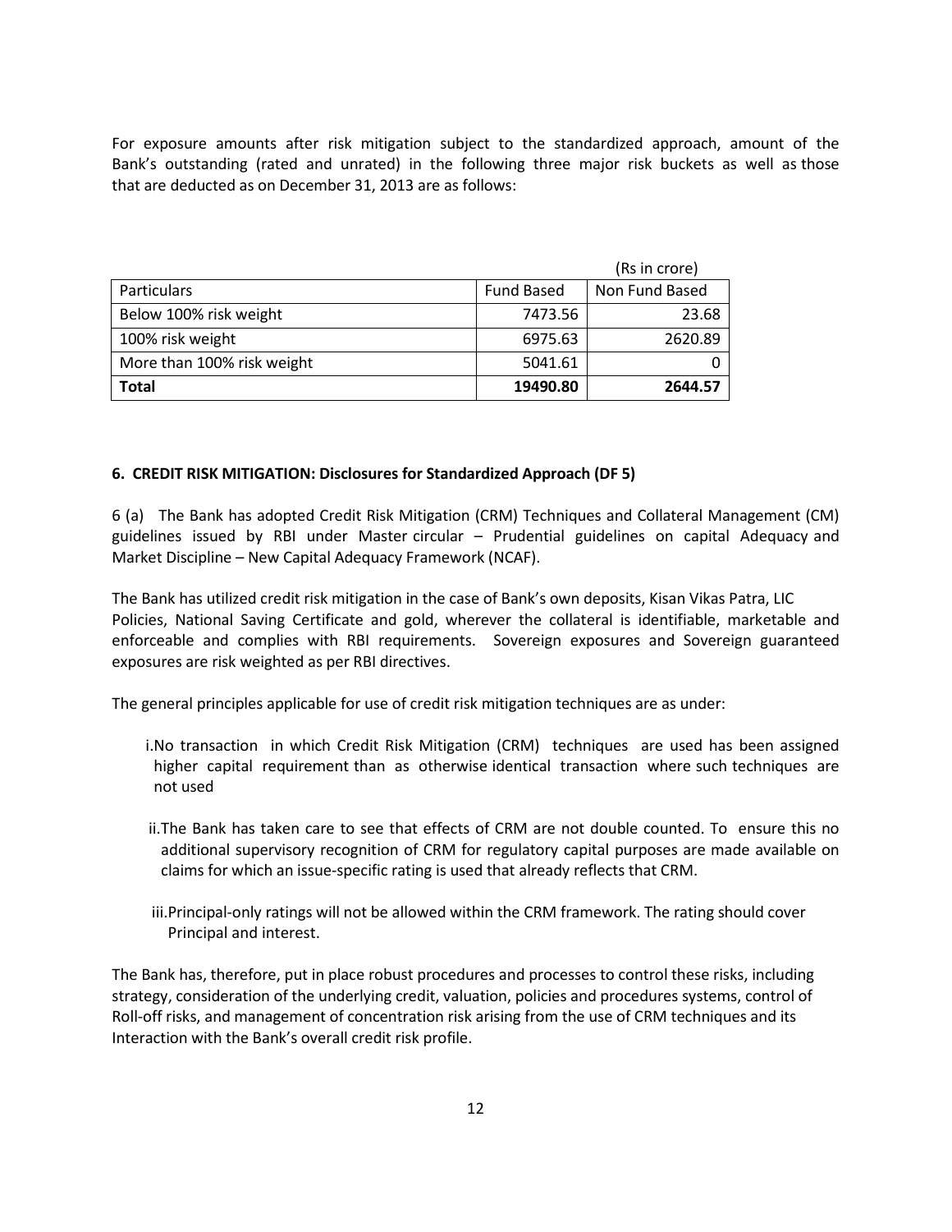For exposure amounts after risk mitigation subject to the standardized approach, amount of the Bank's outstanding (rated and unrated) in the following three major risk buckets as well as those that are deducted as on December 31, 2013 are as follows:

(Rs in crore)

| Particulars | Fund Based | Non Fund Based |
|---|---|---|
| Below 100% risk weight | 7473.56 | 23.68 |
| 100% risk weight | 6975.63 | 2620.89 |
| More than 100% risk weight | 5041.61 | 0 |
| **Total** | **19490.80** | **2644.57** |

### 6. CREDIT RISK MITIGATION: Disclosures for Standardized Approach (DF 5)

6 (a) The Bank has adopted Credit Risk Mitigation (CRM) Techniques and Collateral Management (CM) guidelines issued by RBI under Master circular – Prudential guidelines on capital Adequacy and Market Discipline – New Capital Adequacy Framework (NCAF).

The Bank has utilized credit risk mitigation in the case of Bank's own deposits, Kisan Vikas Patra, LIC Policies, National Saving Certificate and gold, wherever the collateral is identifiable, marketable and enforceable and complies with RBI requirements. Sovereign exposures and Sovereign guaranteed exposures are risk weighted as per RBI directives.

The general principles applicable for use of credit risk mitigation techniques are as under:

i. No transaction in which Credit Risk Mitigation (CRM) techniques are used has been assigned higher capital requirement than as otherwise identical transaction where such techniques are not used

ii. The Bank has taken care to see that effects of CRM are not double counted. To ensure this no additional supervisory recognition of CRM for regulatory capital purposes are made available on claims for which an issue-specific rating is used that already reflects that CRM.

iii. Principal-only ratings will not be allowed within the CRM framework. The rating should cover Principal and interest.

The Bank has, therefore, put in place robust procedures and processes to control these risks, including strategy, consideration of the underlying credit, valuation, policies and procedures systems, control of Roll-off risks, and management of concentration risk arising from the use of CRM techniques and its Interaction with the Bank's overall credit risk profile.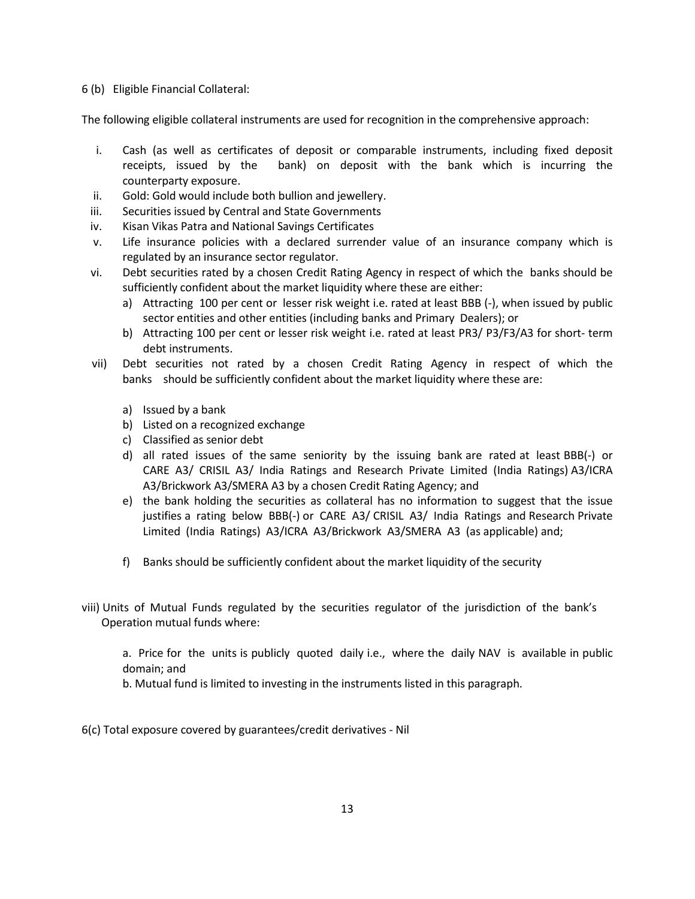6 (b) Eligible Financial Collateral:

The following eligible collateral instruments are used for recognition in the comprehensive approach:

i. Cash (as well as certificates of deposit or comparable instruments, including fixed deposit receipts, issued by the bank) on deposit with the bank which is incurring the counterparty exposure.
ii. Gold: Gold would include both bullion and jewellery.
iii. Securities issued by Central and State Governments
iv. Kisan Vikas Patra and National Savings Certificates
v. Life insurance policies with a declared surrender value of an insurance company which is regulated by an insurance sector regulator.
vi. Debt securities rated by a chosen Credit Rating Agency in respect of which the banks should be sufficiently confident about the market liquidity where these are either:
   a) Attracting 100 per cent or lesser risk weight i.e. rated at least BBB (-), when issued by public sector entities and other entities (including banks and Primary Dealers); or
   b) Attracting 100 per cent or lesser risk weight i.e. rated at least PR3/ P3/F3/A3 for short- term debt instruments.
vii) Debt securities not rated by a chosen Credit Rating Agency in respect of which the banks should be sufficiently confident about the market liquidity where these are:

   a) Issued by a bank
   b) Listed on a recognized exchange
   c) Classified as senior debt
   d) all rated issues of the same seniority by the issuing bank are rated at least BBB(-) or CARE A3/ CRISIL A3/ India Ratings and Research Private Limited (India Ratings) A3/ICRA A3/Brickwork A3/SMERA A3 by a chosen Credit Rating Agency; and
   e) the bank holding the securities as collateral has no information to suggest that the issue justifies a rating below BBB(-) or CARE A3/ CRISIL A3/ India Ratings and Research Private Limited (India Ratings) A3/ICRA A3/Brickwork A3/SMERA A3 (as applicable) and;

   f) Banks should be sufficiently confident about the market liquidity of the security

viii) Units of Mutual Funds regulated by the securities regulator of the jurisdiction of the bank's Operation mutual funds where:

   a. Price for the units is publicly quoted daily i.e., where the daily NAV is available in public domain; and
   b. Mutual fund is limited to investing in the instruments listed in this paragraph.

6(c) Total exposure covered by guarantees/credit derivatives - Nil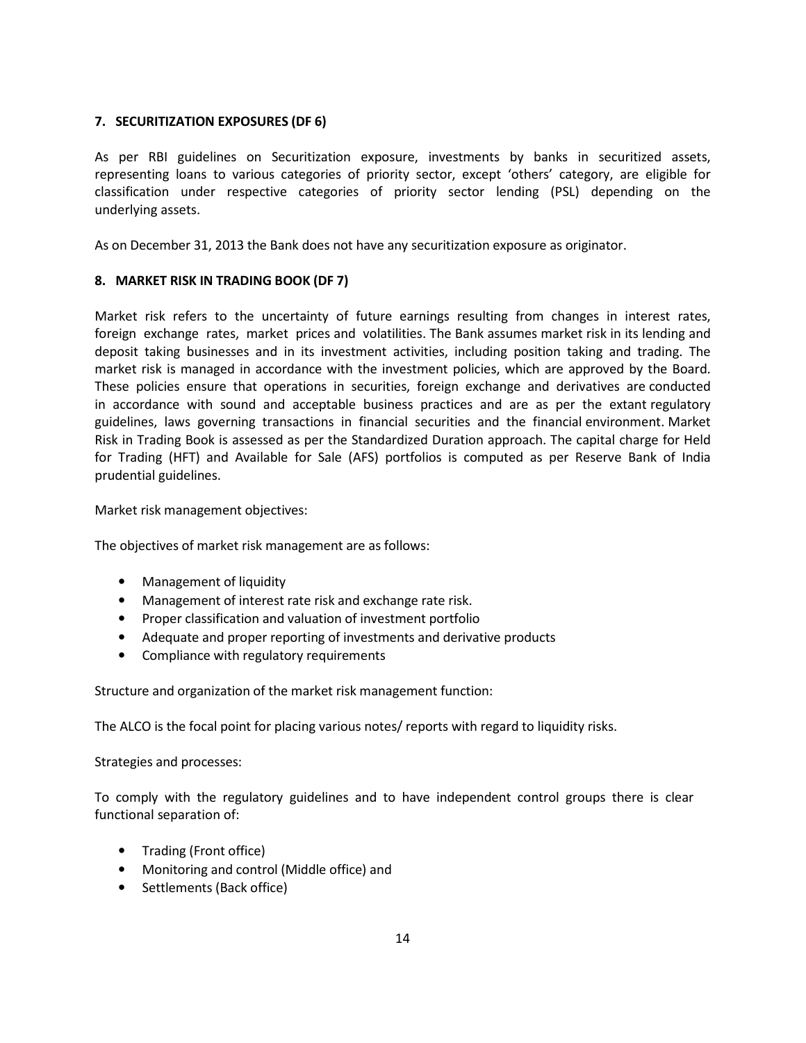## 7. SECURITIZATION EXPOSURES (DF 6)

As per RBI guidelines on Securitization exposure, investments by banks in securitized assets, representing loans to various categories of priority sector, except 'others' category, are eligible for classification under respective categories of priority sector lending (PSL) depending on the underlying assets.

As on December 31, 2013 the Bank does not have any securitization exposure as originator.

## 8. MARKET RISK IN TRADING BOOK (DF 7)

Market risk refers to the uncertainty of future earnings resulting from changes in interest rates, foreign exchange rates, market prices and volatilities. The Bank assumes market risk in its lending and deposit taking businesses and in its investment activities, including position taking and trading. The market risk is managed in accordance with the investment policies, which are approved by the Board. These policies ensure that operations in securities, foreign exchange and derivatives are conducted in accordance with sound and acceptable business practices and are as per the extant regulatory guidelines, laws governing transactions in financial securities and the financial environment. Market Risk in Trading Book is assessed as per the Standardized Duration approach. The capital charge for Held for Trading (HFT) and Available for Sale (AFS) portfolios is computed as per Reserve Bank of India prudential guidelines.

Market risk management objectives:

The objectives of market risk management are as follows:

- Management of liquidity
- Management of interest rate risk and exchange rate risk.
- Proper classification and valuation of investment portfolio
- Adequate and proper reporting of investments and derivative products
- Compliance with regulatory requirements

Structure and organization of the market risk management function:

The ALCO is the focal point for placing various notes/ reports with regard to liquidity risks.

Strategies and processes:

To comply with the regulatory guidelines and to have independent control groups there is clear functional separation of:

- Trading (Front office)
- Monitoring and control (Middle office) and
- Settlements (Back office)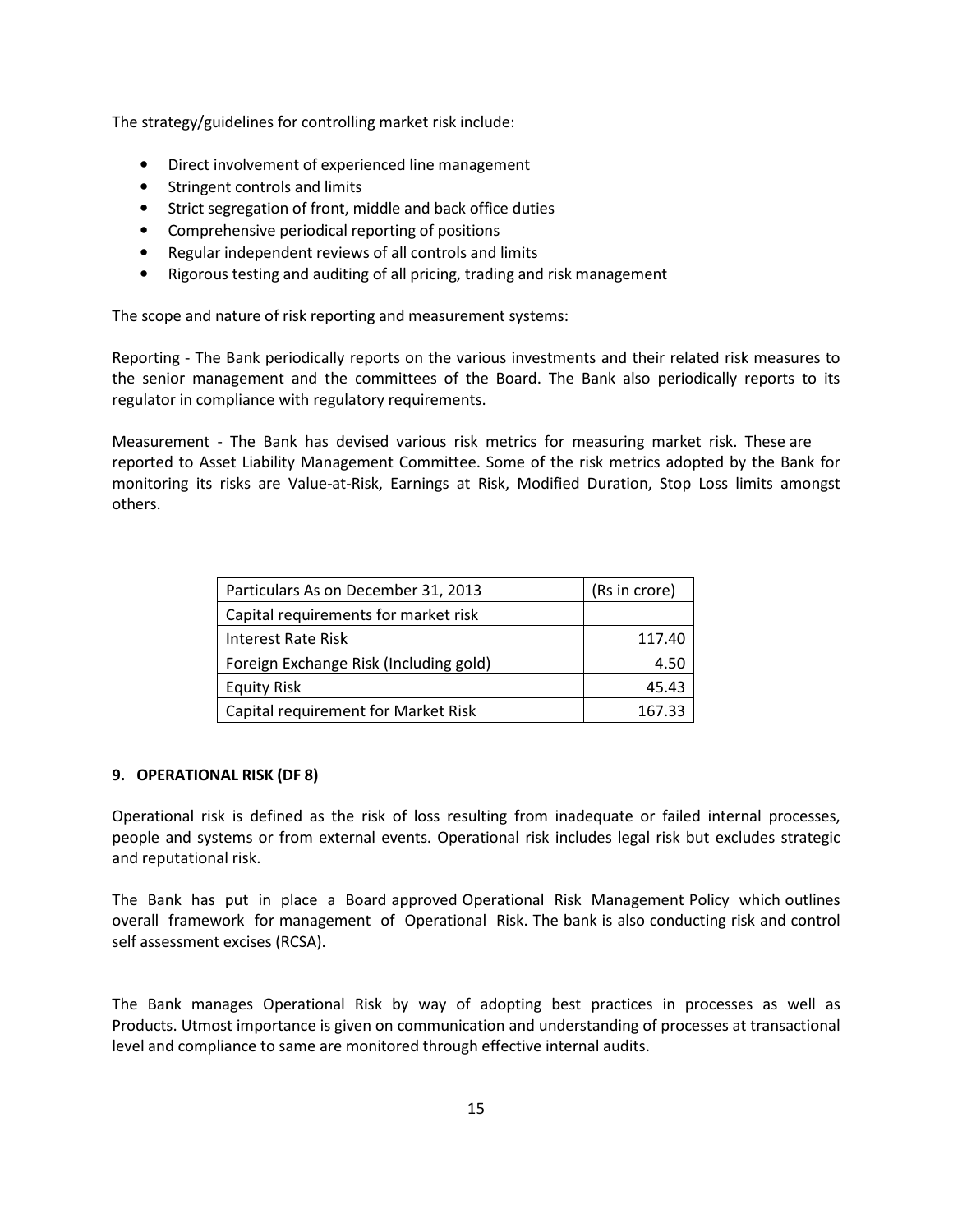The strategy/guidelines for controlling market risk include:

- Direct involvement of experienced line management
- Stringent controls and limits
- Strict segregation of front, middle and back office duties
- Comprehensive periodical reporting of positions
- Regular independent reviews of all controls and limits
- Rigorous testing and auditing of all pricing, trading and risk management

The scope and nature of risk reporting and measurement systems:

Reporting - The Bank periodically reports on the various investments and their related risk measures to the senior management and the committees of the Board. The Bank also periodically reports to its regulator in compliance with regulatory requirements.

Measurement - The Bank has devised various risk metrics for measuring market risk. These are reported to Asset Liability Management Committee. Some of the risk metrics adopted by the Bank for monitoring its risks are Value-at-Risk, Earnings at Risk, Modified Duration, Stop Loss limits amongst others.

| Particulars As on December 31, 2013 | (Rs in crore) |
|---|---|
| Capital requirements for market risk | |
| Interest Rate Risk | 117.40 |
| Foreign Exchange Risk (Including gold) | 4.50 |
| Equity Risk | 45.43 |
| Capital requirement for Market Risk | 167.33 |

## 9. OPERATIONAL RISK (DF 8)

Operational risk is defined as the risk of loss resulting from inadequate or failed internal processes, people and systems or from external events. Operational risk includes legal risk but excludes strategic and reputational risk.

The Bank has put in place a Board approved Operational Risk Management Policy which outlines overall framework for management of Operational Risk. The bank is also conducting risk and control self assessment excises (RCSA).

The Bank manages Operational Risk by way of adopting best practices in processes as well as Products. Utmost importance is given on communication and understanding of processes at transactional level and compliance to same are monitored through effective internal audits.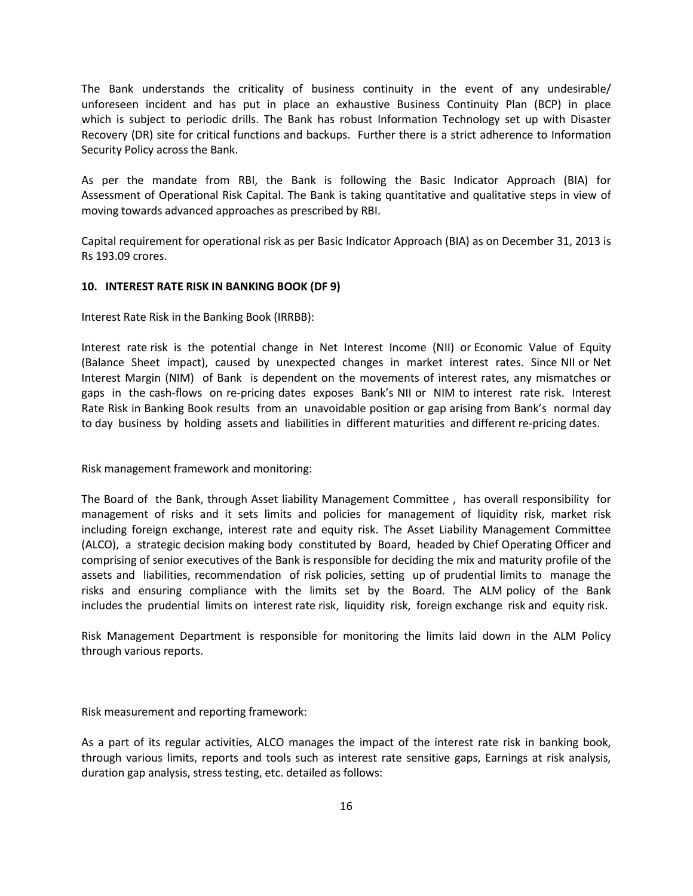The Bank understands the criticality of business continuity in the event of any undesirable/ unforeseen incident and has put in place an exhaustive Business Continuity Plan (BCP) in place which is subject to periodic drills. The Bank has robust Information Technology set up with Disaster Recovery (DR) site for critical functions and backups. Further there is a strict adherence to Information Security Policy across the Bank.

As per the mandate from RBI, the Bank is following the Basic Indicator Approach (BIA) for Assessment of Operational Risk Capital. The Bank is taking quantitative and qualitative steps in view of moving towards advanced approaches as prescribed by RBI.

Capital requirement for operational risk as per Basic Indicator Approach (BIA) as on December 31, 2013 is Rs 193.09 crores.

## 10. INTEREST RATE RISK IN BANKING BOOK (DF 9)

Interest Rate Risk in the Banking Book (IRRBB):

Interest rate risk is the potential change in Net Interest Income (NII) or Economic Value of Equity (Balance Sheet impact), caused by unexpected changes in market interest rates. Since NII or Net Interest Margin (NIM) of Bank is dependent on the movements of interest rates, any mismatches or gaps in the cash-flows on re-pricing dates exposes Bank's NII or NIM to interest rate risk. Interest Rate Risk in Banking Book results from an unavoidable position or gap arising from Bank's normal day to day business by holding assets and liabilities in different maturities and different re-pricing dates.

Risk management framework and monitoring:

The Board of the Bank, through Asset liability Management Committee , has overall responsibility for management of risks and it sets limits and policies for management of liquidity risk, market risk including foreign exchange, interest rate and equity risk. The Asset Liability Management Committee (ALCO), a strategic decision making body constituted by Board, headed by Chief Operating Officer and comprising of senior executives of the Bank is responsible for deciding the mix and maturity profile of the assets and liabilities, recommendation of risk policies, setting up of prudential limits to manage the risks and ensuring compliance with the limits set by the Board. The ALM policy of the Bank includes the prudential limits on interest rate risk, liquidity risk, foreign exchange risk and equity risk.

Risk Management Department is responsible for monitoring the limits laid down in the ALM Policy through various reports.

Risk measurement and reporting framework:

As a part of its regular activities, ALCO manages the impact of the interest rate risk in banking book, through various limits, reports and tools such as interest rate sensitive gaps, Earnings at risk analysis, duration gap analysis, stress testing, etc. detailed as follows: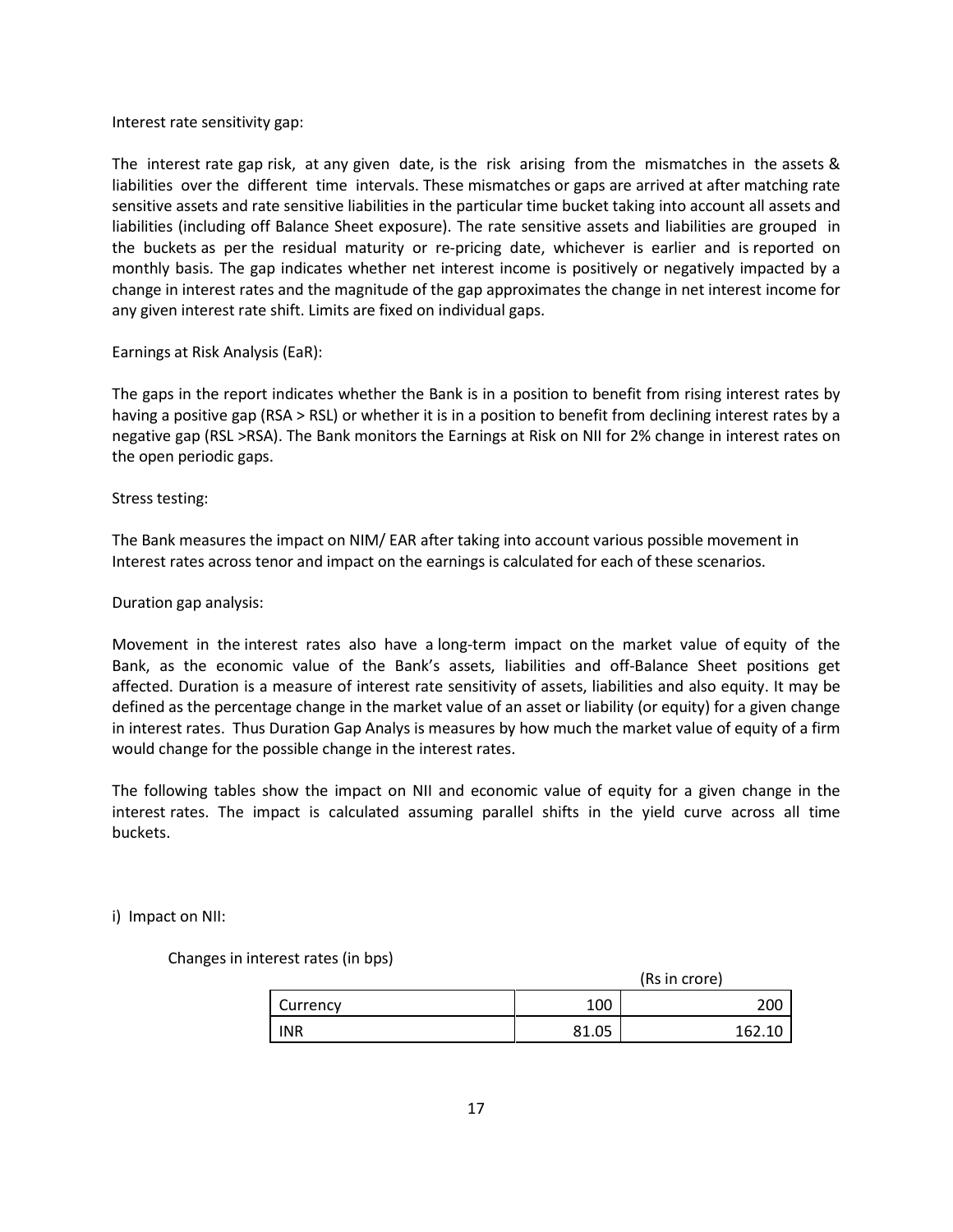Interest rate sensitivity gap:

The interest rate gap risk, at any given date, is the risk arising from the mismatches in the assets & liabilities over the different time intervals. These mismatches or gaps are arrived at after matching rate sensitive assets and rate sensitive liabilities in the particular time bucket taking into account all assets and liabilities (including off Balance Sheet exposure). The rate sensitive assets and liabilities are grouped in the buckets as per the residual maturity or re-pricing date, whichever is earlier and is reported on monthly basis. The gap indicates whether net interest income is positively or negatively impacted by a change in interest rates and the magnitude of the gap approximates the change in net interest income for any given interest rate shift. Limits are fixed on individual gaps.

Earnings at Risk Analysis (EaR):

The gaps in the report indicates whether the Bank is in a position to benefit from rising interest rates by having a positive gap (RSA > RSL) or whether it is in a position to benefit from declining interest rates by a negative gap (RSL >RSA). The Bank monitors the Earnings at Risk on NII for 2% change in interest rates on the open periodic gaps.

Stress testing:

The Bank measures the impact on NIM/ EAR after taking into account various possible movement in Interest rates across tenor and impact on the earnings is calculated for each of these scenarios.

Duration gap analysis:

Movement in the interest rates also have a long-term impact on the market value of equity of the Bank, as the economic value of the Bank's assets, liabilities and off-Balance Sheet positions get affected. Duration is a measure of interest rate sensitivity of assets, liabilities and also equity. It may be defined as the percentage change in the market value of an asset or liability (or equity) for a given change in interest rates. Thus Duration Gap Analys is measures by how much the market value of equity of a firm would change for the possible change in the interest rates.

The following tables show the impact on NII and economic value of equity for a given change in the interest rates. The impact is calculated assuming parallel shifts in the yield curve across all time buckets.

i) Impact on NII:

Changes in interest rates (in bps)

(Rs in crore)

| Currency | 100 | 200 |
|---|---|---|
| INR | 81.05 | 162.10 |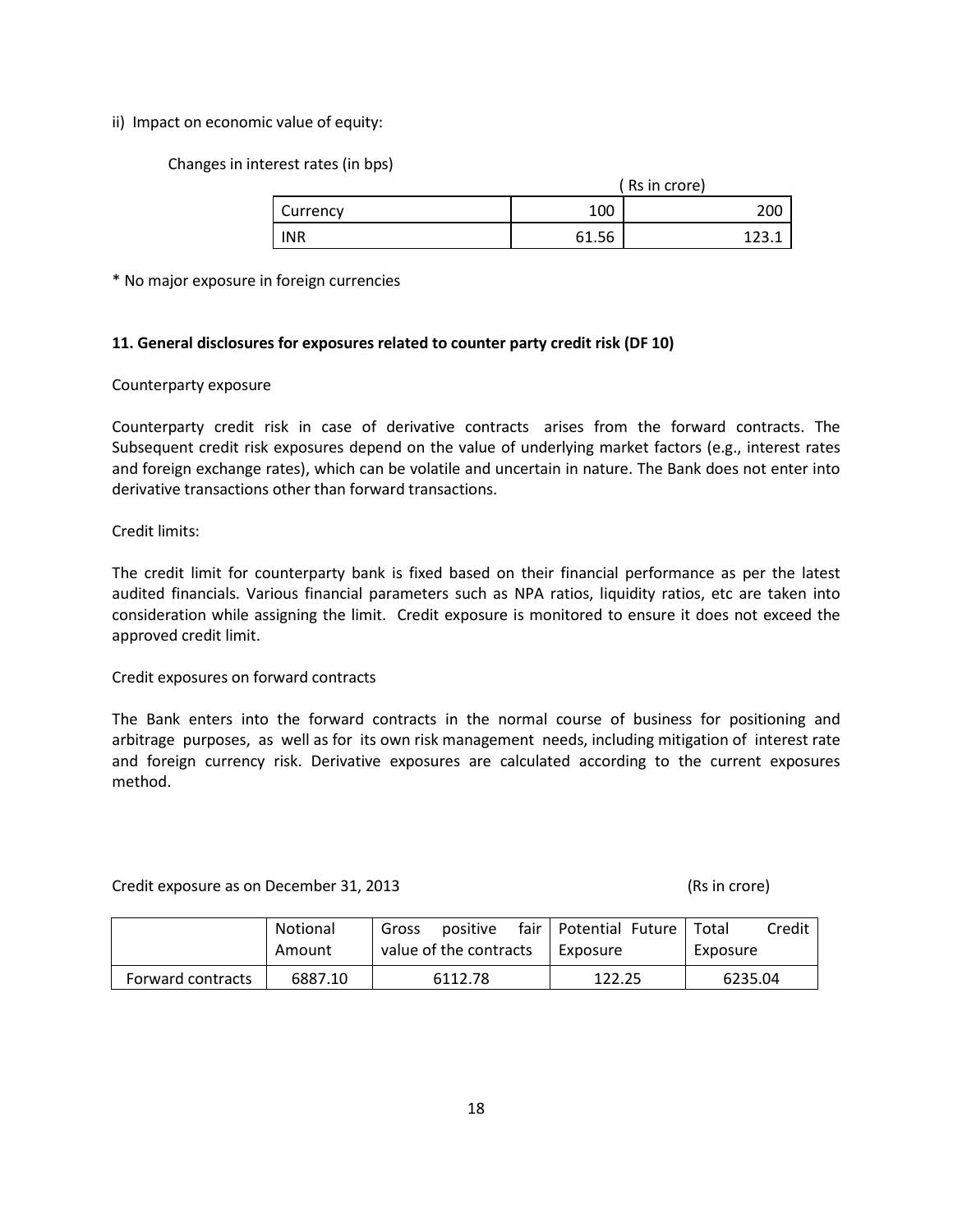ii) Impact on economic value of equity:

Changes in interest rates (in bps)

( Rs in crore)

| Currency | 100 | 200 |
|---|---|---|
| INR | 61.56 | 123.1 |

* No major exposure in foreign currencies

**11. General disclosures for exposures related to counter party credit risk (DF 10)**

Counterparty exposure

Counterparty credit risk in case of derivative contracts arises from the forward contracts. The Subsequent credit risk exposures depend on the value of underlying market factors (e.g., interest rates and foreign exchange rates), which can be volatile and uncertain in nature. The Bank does not enter into derivative transactions other than forward transactions.

Credit limits:

The credit limit for counterparty bank is fixed based on their financial performance as per the latest audited financials. Various financial parameters such as NPA ratios, liquidity ratios, etc are taken into consideration while assigning the limit. Credit exposure is monitored to ensure it does not exceed the approved credit limit.

Credit exposures on forward contracts

The Bank enters into the forward contracts in the normal course of business for positioning and arbitrage purposes, as well as for its own risk management needs, including mitigation of interest rate and foreign currency risk. Derivative exposures are calculated according to the current exposures method.

Credit exposure as on December 31, 2013 (Rs in crore)

| | Notional Amount | Gross positive fair value of the contracts | Potential Future Exposure | Total Credit Exposure |
|---|---|---|---|---|
| Forward contracts | 6887.10 | 6112.78 | 122.25 | 6235.04 |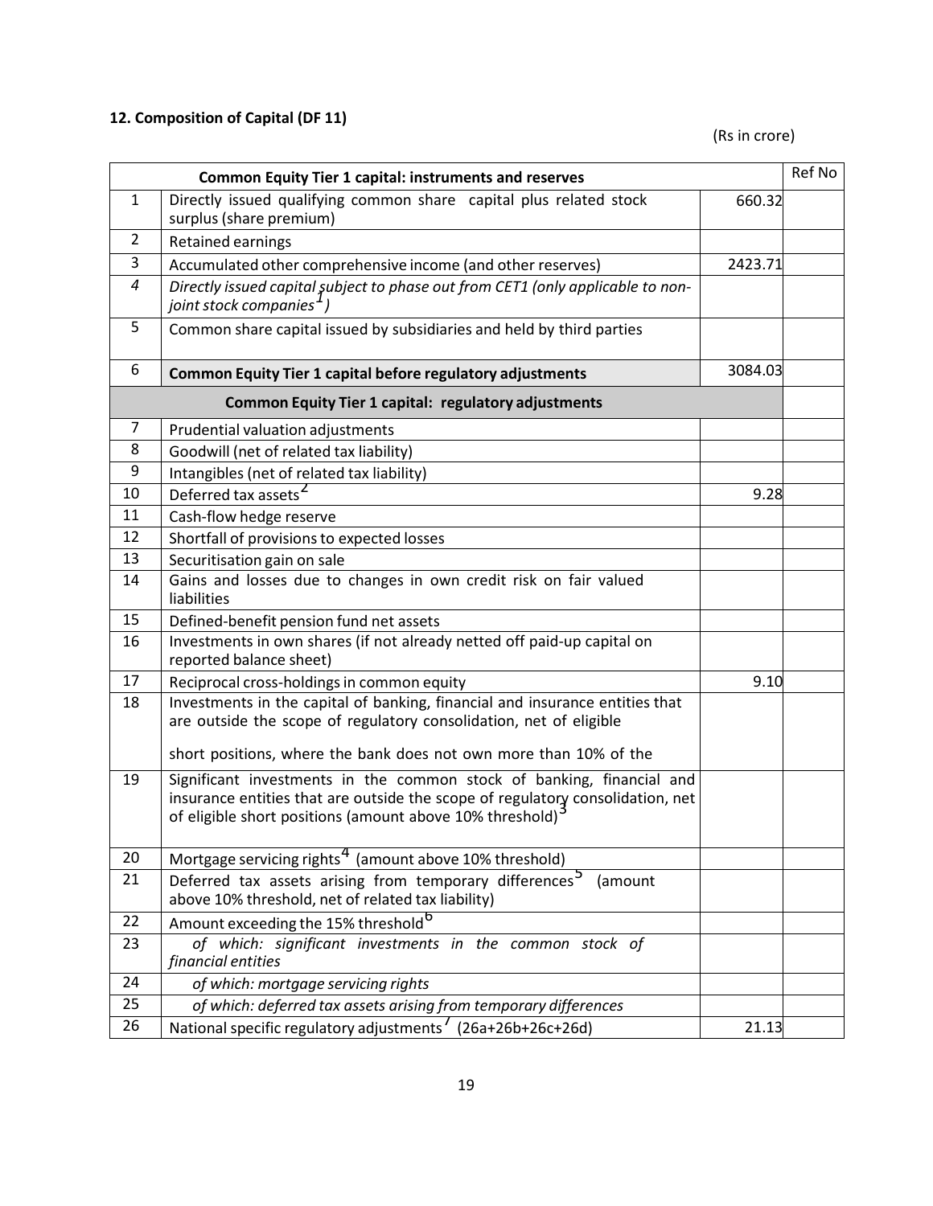### 12. Composition of Capital (DF 11)

(Rs in crore)

| | Common Equity Tier 1 capital: instruments and reserves | | Ref No |
|---|---|---|---|
| 1 | Directly issued qualifying common share capital plus related stock surplus (share premium) | 660.32 | |
| 2 | Retained earnings | | |
| 3 | Accumulated other comprehensive income (and other reserves) | 2423.71 | |
| *4* | *Directly issued capital subject to phase out from CET1 (only applicable to non-joint stock companies[1])* | | |
| 5 | Common share capital issued by subsidiaries and held by third parties | | |
| 6 | **Common Equity Tier 1 capital before regulatory adjustments** | 3084.03 | |
| | **Common Equity Tier 1 capital: regulatory adjustments** | | |
| 7 | Prudential valuation adjustments | | |
| 8 | Goodwill (net of related tax liability) | | |
| 9 | Intangibles (net of related tax liability) | | |
| 10 | Deferred tax assets[2] | 9.28 | |
| 11 | Cash-flow hedge reserve | | |
| 12 | Shortfall of provisions to expected losses | | |
| 13 | Securitisation gain on sale | | |
| 14 | Gains and losses due to changes in own credit risk on fair valued liabilities | | |
| 15 | Defined-benefit pension fund net assets | | |
| 16 | Investments in own shares (if not already netted off paid-up capital on reported balance sheet) | | |
| 17 | Reciprocal cross-holdings in common equity | 9.10 | |
| 18 | Investments in the capital of banking, financial and insurance entities that are outside the scope of regulatory consolidation, net of eligible short positions, where the bank does not own more than 10% of the | | |
| 19 | Significant investments in the common stock of banking, financial and insurance entities that are outside the scope of regulatory consolidation, net of eligible short positions (amount above 10% threshold)[3] | | |
| 20 | Mortgage servicing rights[4] (amount above 10% threshold) | | |
| 21 | Deferred tax assets arising from temporary differences[5] (amount above 10% threshold, net of related tax liability) | | |
| 22 | Amount exceeding the 15% threshold[6] | | |
| 23 | *of which: significant investments in the common stock of financial entities* | | |
| 24 | *of which: mortgage servicing rights* | | |
| 25 | *of which: deferred tax assets arising from temporary differences* | | |
| 26 | National specific regulatory adjustments[7] (26a+26b+26c+26d) | 21.13 | |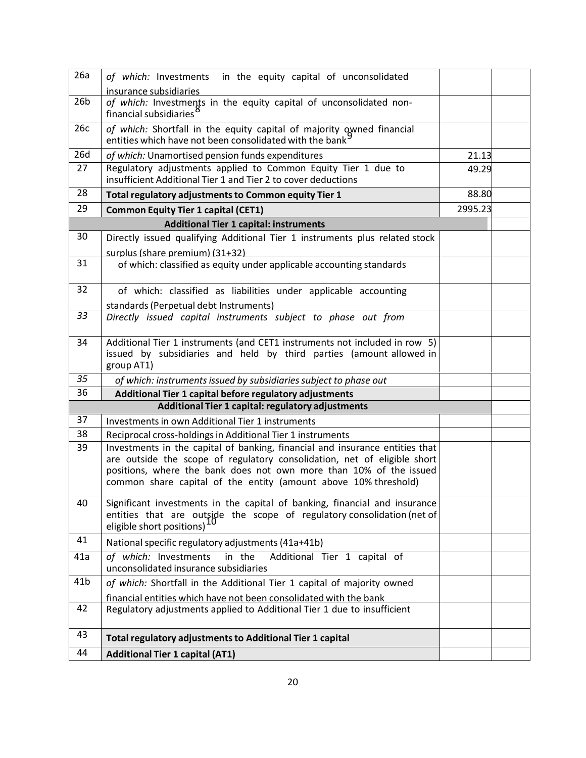| 26a | *of which:* Investments in the equity capital of unconsolidated insurance subsidiaries | | |
|---|---|---|---|
| 26b | *of which:* Investments in the equity capital of unconsolidated non-financial subsidiaries[8] | | |
| 26c | *of which:* Shortfall in the equity capital of majority owned financial entities which have not been consolidated with the bank[9] | | |
| 26d | *of which:* Unamortised pension funds expenditures | 21.13 | |
| 27 | Regulatory adjustments applied to Common Equity Tier 1 due to insufficient Additional Tier 1 and Tier 2 to cover deductions | 49.29 | |
| 28 | **Total regulatory adjustments to Common equity Tier 1** | 88.80 | |
| 29 | **Common Equity Tier 1 capital (CET1)** | 2995.23 | |
| | **Additional Tier 1 capital: instruments** | | |
| 30 | Directly issued qualifying Additional Tier 1 instruments plus related stock surplus (share premium) (31+32) | | |
| 31 | of which: classified as equity under applicable accounting standards | | |
| 32 | of which: classified as liabilities under applicable accounting standards (Perpetual debt Instruments) | | |
| *33* | *Directly issued capital instruments subject to phase out from* | | |
| 34 | Additional Tier 1 instruments (and CET1 instruments not included in row 5) issued by subsidiaries and held by third parties (amount allowed in group AT1) | | |
| *35* | *of which: instruments issued by subsidiaries subject to phase out* | | |
| 36 | **Additional Tier 1 capital before regulatory adjustments** | | |
| | **Additional Tier 1 capital: regulatory adjustments** | | |
| 37 | Investments in own Additional Tier 1 instruments | | |
| 38 | Reciprocal cross-holdings in Additional Tier 1 instruments | | |
| 39 | Investments in the capital of banking, financial and insurance entities that are outside the scope of regulatory consolidation, net of eligible short positions, where the bank does not own more than 10% of the issued common share capital of the entity (amount above 10% threshold) | | |
| 40 | Significant investments in the capital of banking, financial and insurance entities that are outside the scope of regulatory consolidation (net of eligible short positions)[10] | | |
| 41 | National specific regulatory adjustments (41a+41b) | | |
| 41a | *of which:* Investments in the Additional Tier 1 capital of unconsolidated insurance subsidiaries | | |
| 41b | *of which:* Shortfall in the Additional Tier 1 capital of majority owned financial entities which have not been consolidated with the bank | | |
| 42 | Regulatory adjustments applied to Additional Tier 1 due to insufficient | | |
| 43 | **Total regulatory adjustments to Additional Tier 1 capital** | | |
| 44 | **Additional Tier 1 capital (AT1)** | | |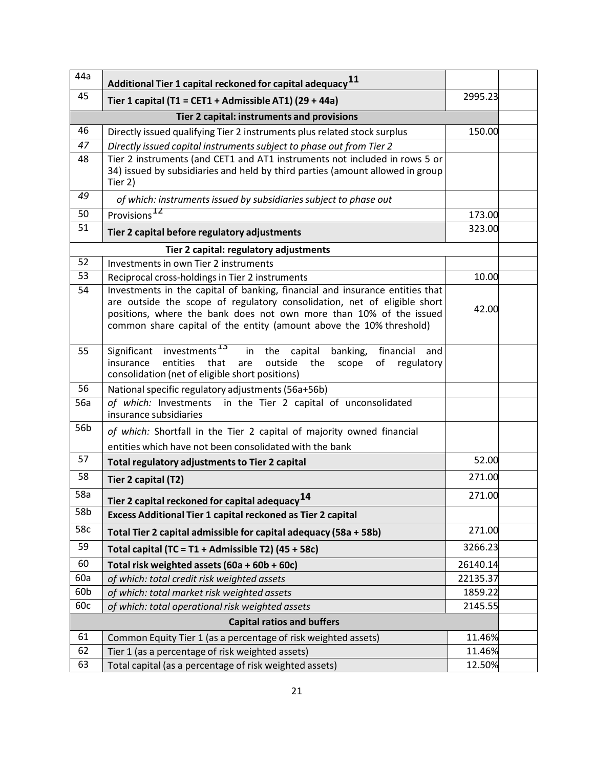| | | | |
|---|---|---|---|
| 44a | **Additional Tier 1 capital reckoned for capital adequacy**[11] | | |
| 45 | **Tier 1 capital (T1 = CET1 + Admissible AT1) (29 + 44a)** | 2995.23 | |
| | **Tier 2 capital: instruments and provisions** | | |
| 46 | Directly issued qualifying Tier 2 instruments plus related stock surplus | 150.00 | |
| *47* | *Directly issued capital instruments subject to phase out from Tier 2* | | |
| 48 | Tier 2 instruments (and CET1 and AT1 instruments not included in rows 5 or 34) issued by subsidiaries and held by third parties (amount allowed in group Tier 2) | | |
| *49* | *of which: instruments issued by subsidiaries subject to phase out* | | |
| 50 | Provisions[12] | 173.00 | |
| 51 | **Tier 2 capital before regulatory adjustments** | 323.00 | |
| | **Tier 2 capital: regulatory adjustments** | | |
| 52 | Investments in own Tier 2 instruments | | |
| 53 | Reciprocal cross-holdings in Tier 2 instruments | 10.00 | |
| 54 | Investments in the capital of banking, financial and insurance entities that are outside the scope of regulatory consolidation, net of eligible short positions, where the bank does not own more than 10% of the issued common share capital of the entity (amount above the 10% threshold) | 42.00 | |
| 55 | Significant investments[13] in the capital banking, financial and insurance entities that are outside the scope of regulatory consolidation (net of eligible short positions) | | |
| 56 | National specific regulatory adjustments (56a+56b) | | |
| 56a | *of which:* Investments in the Tier 2 capital of unconsolidated insurance subsidiaries | | |
| 56b | *of which:* Shortfall in the Tier 2 capital of majority owned financial entities which have not been consolidated with the bank | | |
| 57 | **Total regulatory adjustments to Tier 2 capital** | 52.00 | |
| 58 | **Tier 2 capital (T2)** | 271.00 | |
| 58a | **Tier 2 capital reckoned for capital adequacy**[14] | 271.00 | |
| 58b | **Excess Additional Tier 1 capital reckoned as Tier 2 capital** | | |
| 58c | **Total Tier 2 capital admissible for capital adequacy (58a + 58b)** | 271.00 | |
| 59 | **Total capital (TC = T1 + Admissible T2) (45 + 58c)** | 3266.23 | |
| 60 | **Total risk weighted assets (60a + 60b + 60c)** | 26140.14 | |
| 60a | *of which: total credit risk weighted assets* | 22135.37 | |
| 60b | *of which: total market risk weighted assets* | 1859.22 | |
| 60c | *of which: total operational risk weighted assets* | 2145.55 | |
| | **Capital ratios and buffers** | | |
| 61 | Common Equity Tier 1 (as a percentage of risk weighted assets) | 11.46% | |
| 62 | Tier 1 (as a percentage of risk weighted assets) | 11.46% | |
| 63 | Total capital (as a percentage of risk weighted assets) | 12.50% | |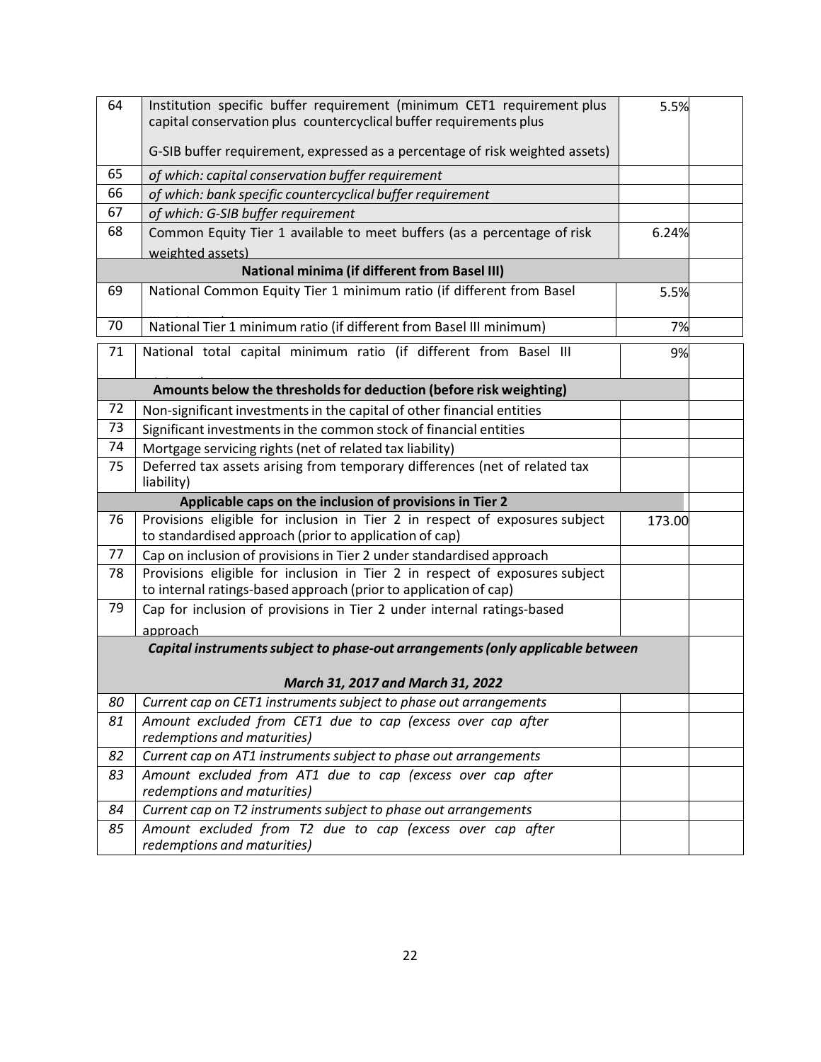| 64 | Institution specific buffer requirement (minimum CET1 requirement plus capital conservation plus countercyclical buffer requirements plus G-SIB buffer requirement, expressed as a percentage of risk weighted assets) | 5.5% | |
|---|---|---|---|
| 65 | *of which: capital conservation buffer requirement* | | |
| 66 | *of which: bank specific countercyclical buffer requirement* | | |
| 67 | *of which: G-SIB buffer requirement* | | |
| 68 | Common Equity Tier 1 available to meet buffers (as a percentage of risk weighted assets) | 6.24% | |
| | **National minima (if different from Basel III)** | | |
| 69 | National Common Equity Tier 1 minimum ratio (if different from Basel III minimum) | 5.5% | |
| 70 | National Tier 1 minimum ratio (if different from Basel III minimum) | 7% | |
| 71 | National total capital minimum ratio (if different from Basel III minimum) | 9% | |
| | **Amounts below the thresholds for deduction (before risk weighting)** | | |
| 72 | Non-significant investments in the capital of other financial entities | | |
| 73 | Significant investments in the common stock of financial entities | | |
| 74 | Mortgage servicing rights (net of related tax liability) | | |
| 75 | Deferred tax assets arising from temporary differences (net of related tax liability) | | |
| | **Applicable caps on the inclusion of provisions in Tier 2** | | |
| 76 | Provisions eligible for inclusion in Tier 2 in respect of exposures subject to standardised approach (prior to application of cap) | 173.00 | |
| 77 | Cap on inclusion of provisions in Tier 2 under standardised approach | | |
| 78 | Provisions eligible for inclusion in Tier 2 in respect of exposures subject to internal ratings-based approach (prior to application of cap) | | |
| 79 | Cap for inclusion of provisions in Tier 2 under internal ratings-based approach | | |
| | ***Capital instruments subject to phase-out arrangements (only applicable between March 31, 2017 and March 31, 2022*** | | |
| *80* | *Current cap on CET1 instruments subject to phase out arrangements* | | |
| *81* | *Amount excluded from CET1 due to cap (excess over cap after redemptions and maturities)* | | |
| *82* | *Current cap on AT1 instruments subject to phase out arrangements* | | |
| *83* | *Amount excluded from AT1 due to cap (excess over cap after redemptions and maturities)* | | |
| *84* | *Current cap on T2 instruments subject to phase out arrangements* | | |
| *85* | *Amount excluded from T2 due to cap (excess over cap after redemptions and maturities)* | | |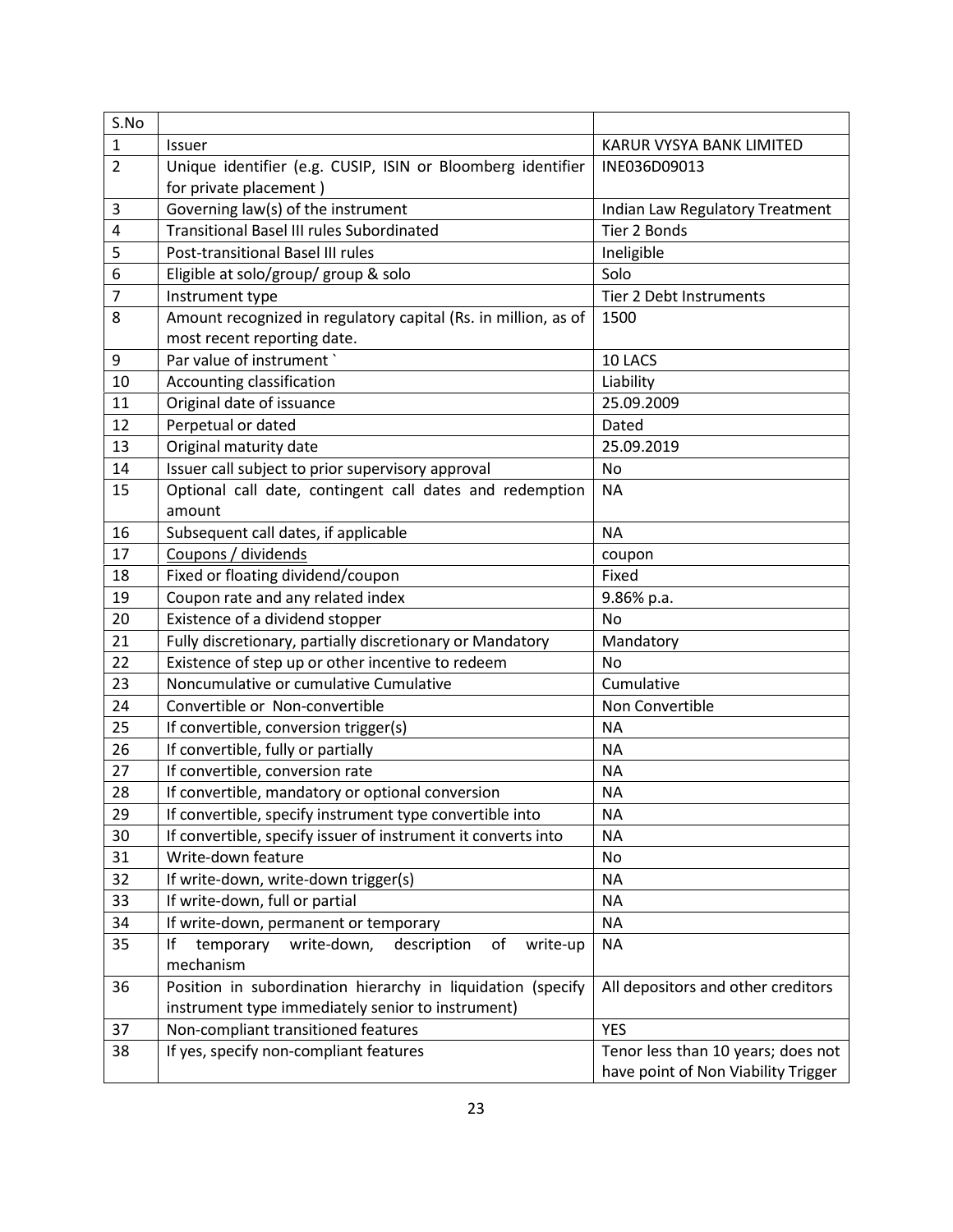| S.No | | |
|---|---|---|
| 1 | Issuer | KARUR VYSYA BANK LIMITED |
| 2 | Unique identifier (e.g. CUSIP, ISIN or Bloomberg identifier for private placement ) | INE036D09013 |
| 3 | Governing law(s) of the instrument | Indian Law Regulatory Treatment |
| 4 | Transitional Basel III rules Subordinated | Tier 2 Bonds |
| 5 | Post-transitional Basel III rules | Ineligible |
| 6 | Eligible at solo/group/ group & solo | Solo |
| 7 | Instrument type | Tier 2 Debt Instruments |
| 8 | Amount recognized in regulatory capital (Rs. in million, as of most recent reporting date. | 1500 |
| 9 | Par value of instrument ` | 10 LACS |
| 10 | Accounting classification | Liability |
| 11 | Original date of issuance | 25.09.2009 |
| 12 | Perpetual or dated | Dated |
| 13 | Original maturity date | 25.09.2019 |
| 14 | Issuer call subject to prior supervisory approval | No |
| 15 | Optional call date, contingent call dates and redemption amount | NA |
| 16 | Subsequent call dates, if applicable | NA |
| 17 | Coupons / dividends | coupon |
| 18 | Fixed or floating dividend/coupon | Fixed |
| 19 | Coupon rate and any related index | 9.86% p.a. |
| 20 | Existence of a dividend stopper | No |
| 21 | Fully discretionary, partially discretionary or Mandatory | Mandatory |
| 22 | Existence of step up or other incentive to redeem | No |
| 23 | Noncumulative or cumulative Cumulative | Cumulative |
| 24 | Convertible or Non-convertible | Non Convertible |
| 25 | If convertible, conversion trigger(s) | NA |
| 26 | If convertible, fully or partially | NA |
| 27 | If convertible, conversion rate | NA |
| 28 | If convertible, mandatory or optional conversion | NA |
| 29 | If convertible, specify instrument type convertible into | NA |
| 30 | If convertible, specify issuer of instrument it converts into | NA |
| 31 | Write-down feature | No |
| 32 | If write-down, write-down trigger(s) | NA |
| 33 | If write-down, full or partial | NA |
| 34 | If write-down, permanent or temporary | NA |
| 35 | If temporary write-down, description of write-up mechanism | NA |
| 36 | Position in subordination hierarchy in liquidation (specify instrument type immediately senior to instrument) | All depositors and other creditors |
| 37 | Non-compliant transitioned features | YES |
| 38 | If yes, specify non-compliant features | Tenor less than 10 years; does not have point of Non Viability Trigger |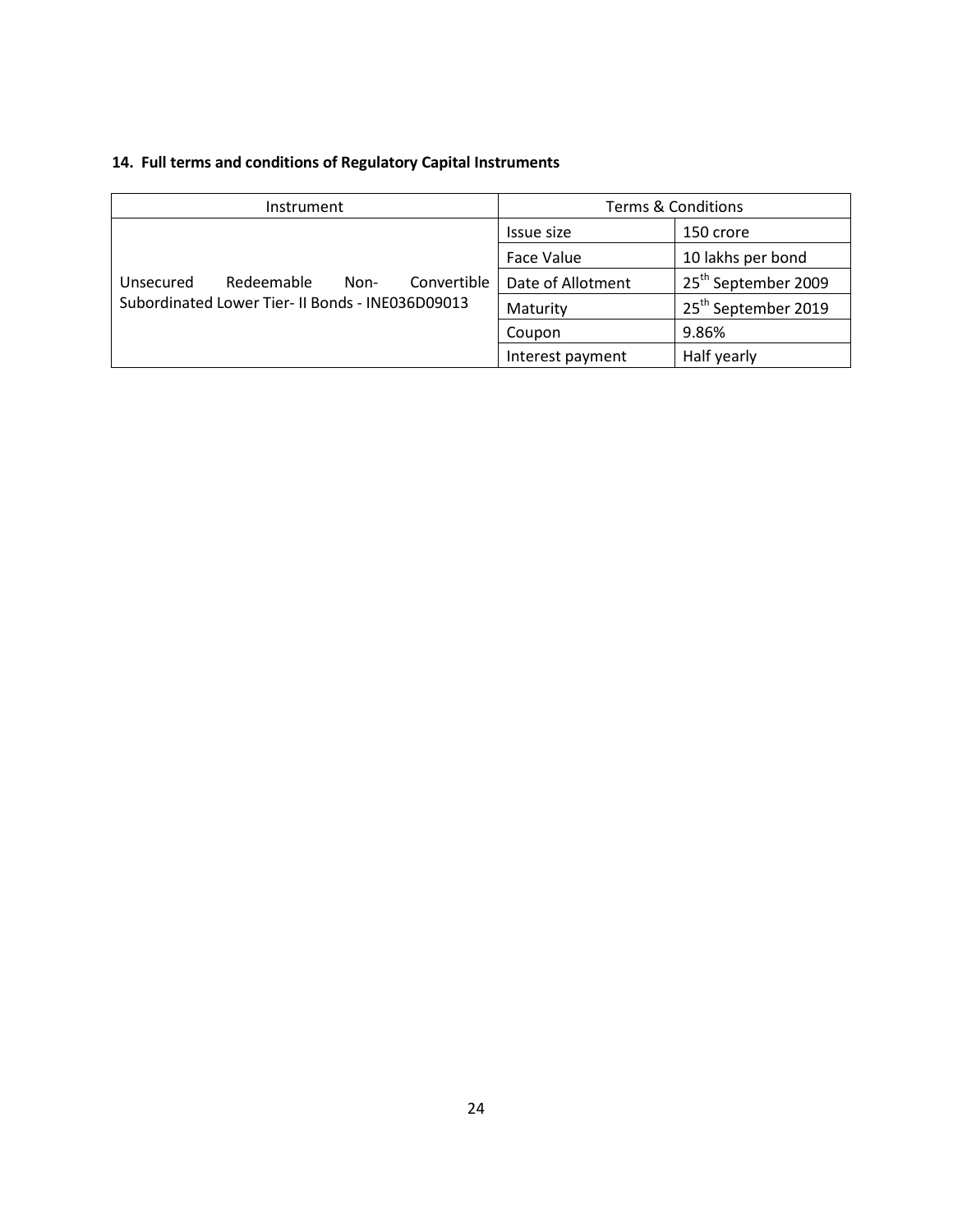**14. Full terms and conditions of Regulatory Capital Instruments**

| Instrument | Terms & Conditions | |
|---|---|---|
| Unsecured Redeemable Non- Convertible Subordinated Lower Tier- II Bonds - INE036D09013 | Issue size | 150 crore |
| | Face Value | 10 lakhs per bond |
| | Date of Allotment | 25th September 2009 |
| | Maturity | 25th September 2019 |
| | Coupon | 9.86% |
| | Interest payment | Half yearly |